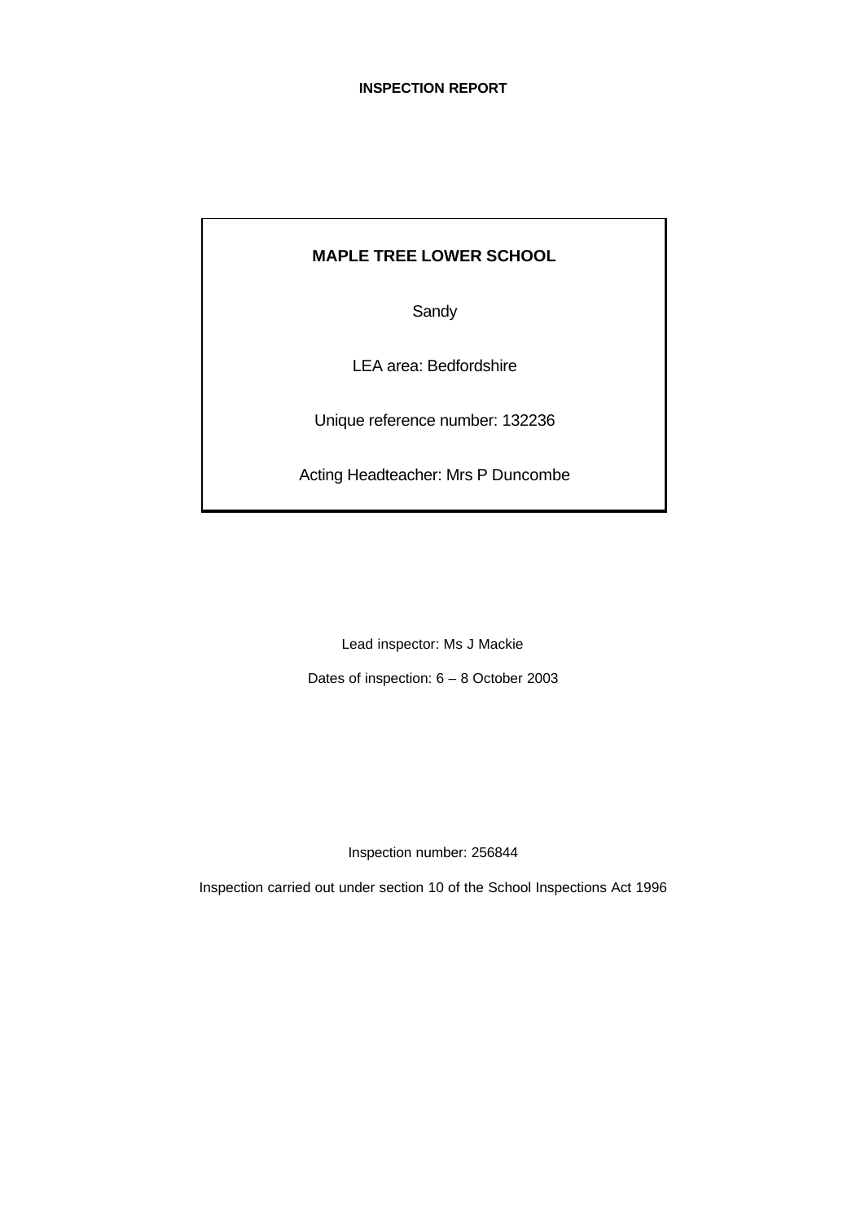**INSPECTION REPORT**

**MAPLE TREE LOWER SCHOOL**

Sandy

LEA area: Bedfordshire

Unique reference number: 132236

Acting Headteacher: Mrs P Duncombe

Lead inspector: Ms J Mackie

Dates of inspection: 6 – 8 October 2003

Inspection number: 256844

Inspection carried out under section 10 of the School Inspections Act 1996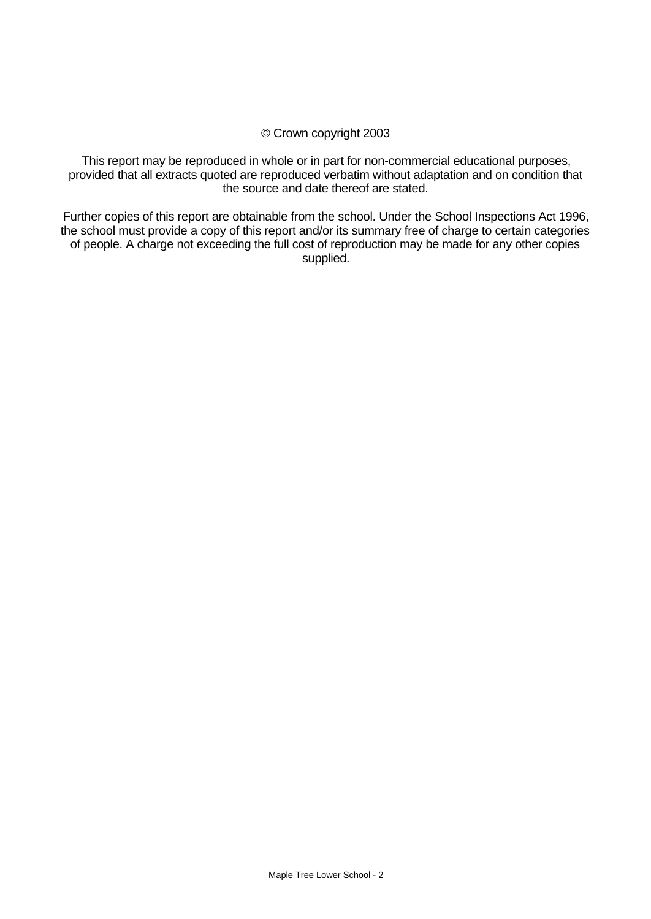© Crown copyright 2003

This report may be reproduced in whole or in part for non-commercial educational purposes, provided that all extracts quoted are reproduced verbatim without adaptation and on condition that the source and date thereof are stated.

Further copies of this report are obtainable from the school. Under the School Inspections Act 1996, the school must provide a copy of this report and/or its summary free of charge to certain categories of people. A charge not exceeding the full cost of reproduction may be made for any other copies supplied.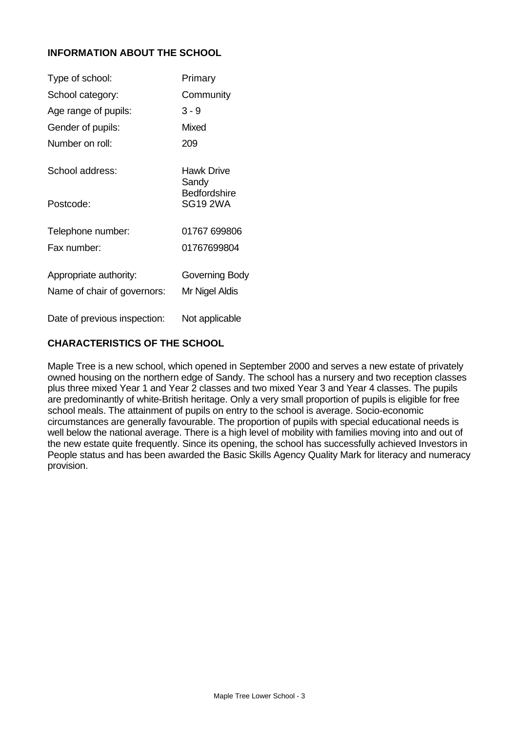## INFORMATION ABOUT THE SCHOOL

| | |
|---|---|
| Type of school: | Primary |
| School category: | Community |
| Age range of pupils: | 3 - 9 |
| Gender of pupils: | Mixed |
| Number on roll: | 209 |
| School address: | Hawk Drive<br>Sandy<br>Bedfordshire |
| Postcode: | SG19 2WA |
| Telephone number: | 01767 699806 |
| Fax number: | 01767699804 |
| Appropriate authority: | Governing Body |
| Name of chair of governors: | Mr Nigel Aldis |
| Date of previous inspection: | Not applicable |

## CHARACTERISTICS OF THE SCHOOL

Maple Tree is a new school, which opened in September 2000 and serves a new estate of privately owned housing on the northern edge of Sandy. The school has a nursery and two reception classes plus three mixed Year 1 and Year 2 classes and two mixed Year 3 and Year 4 classes. The pupils are predominantly of white-British heritage. Only a very small proportion of pupils is eligible for free school meals. The attainment of pupils on entry to the school is average. Socio-economic circumstances are generally favourable. The proportion of pupils with special educational needs is well below the national average. There is a high level of mobility with families moving into and out of the new estate quite frequently. Since its opening, the school has successfully achieved Investors in People status and has been awarded the Basic Skills Agency Quality Mark for literacy and numeracy provision.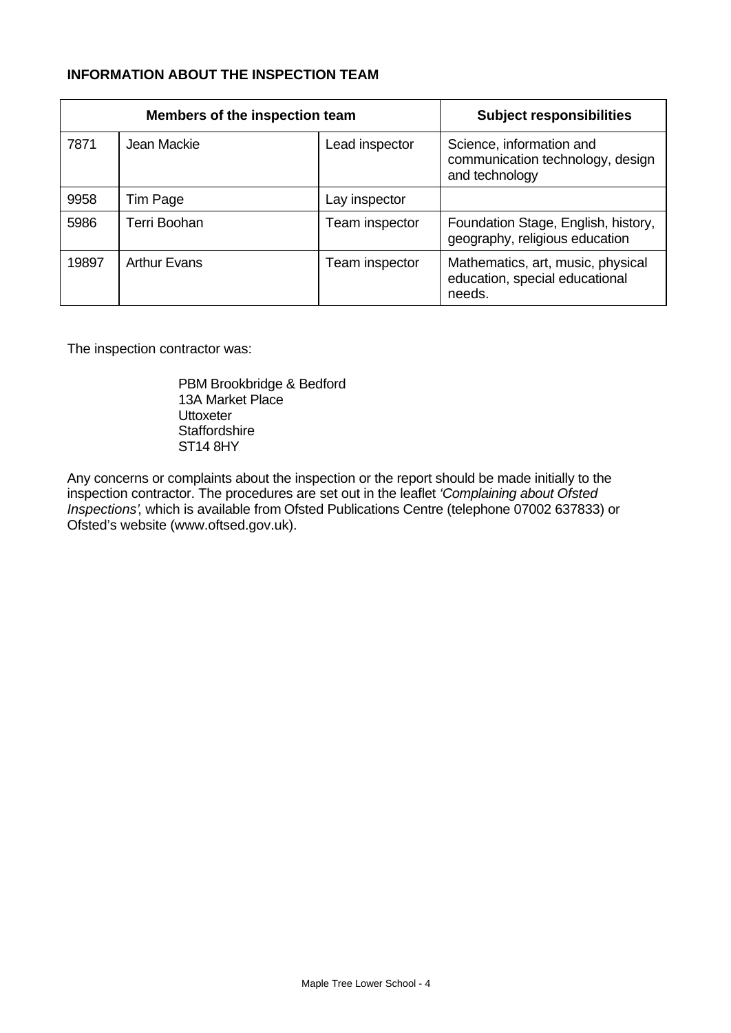**INFORMATION ABOUT THE INSPECTION TEAM**

| Members of the inspection team | | | Subject responsibilities |
|---|---|---|---|
| 7871 | Jean Mackie | Lead inspector | Science, information and communication technology, design and technology |
| 9958 | Tim Page | Lay inspector | |
| 5986 | Terri Boohan | Team inspector | Foundation Stage, English, history, geography, religious education |
| 19897 | Arthur Evans | Team inspector | Mathematics, art, music, physical education, special educational needs. |

The inspection contractor was:

PBM Brookbridge & Bedford
13A Market Place
Uttoxeter
Staffordshire
ST14 8HY

Any concerns or complaints about the inspection or the report should be made initially to the inspection contractor. The procedures are set out in the leaflet *'Complaining about Ofsted Inspections'*, which is available from Ofsted Publications Centre (telephone 07002 637833) or Ofsted's website (www.oftsed.gov.uk).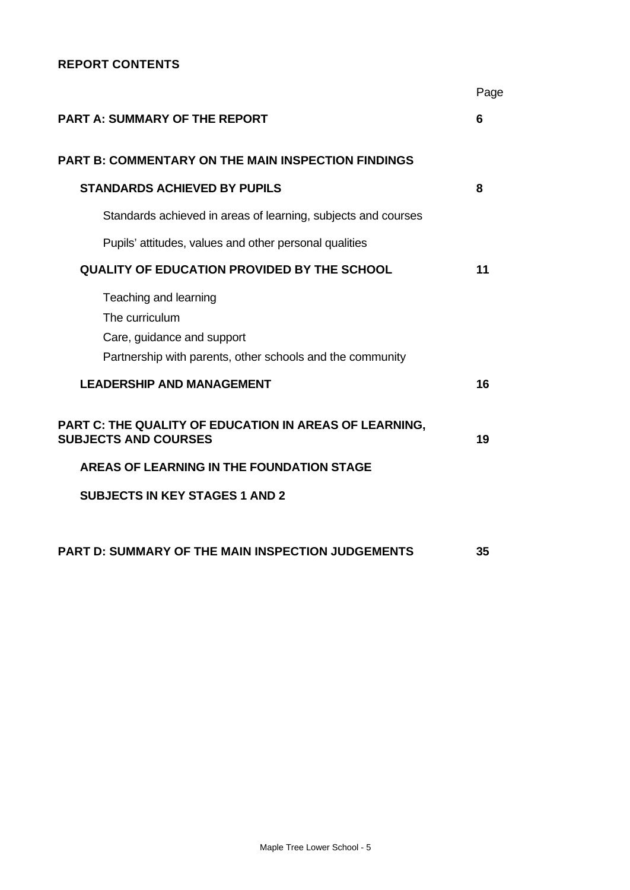# REPORT CONTENTS

| | Page |
|---|---|
| **PART A: SUMMARY OF THE REPORT** | **6** |
| **PART B: COMMENTARY ON THE MAIN INSPECTION FINDINGS** | |
| **STANDARDS ACHIEVED BY PUPILS** | **8** |
| Standards achieved in areas of learning, subjects and courses | |
| Pupils' attitudes, values and other personal qualities | |
| **QUALITY OF EDUCATION PROVIDED BY THE SCHOOL** | **11** |
| Teaching and learning | |
| The curriculum | |
| Care, guidance and support | |
| Partnership with parents, other schools and the community | |
| **LEADERSHIP AND MANAGEMENT** | **16** |
| **PART C: THE QUALITY OF EDUCATION IN AREAS OF LEARNING, SUBJECTS AND COURSES** | **19** |
| **AREAS OF LEARNING IN THE FOUNDATION STAGE** | |
| **SUBJECTS IN KEY STAGES 1 AND 2** | |
| **PART D: SUMMARY OF THE MAIN INSPECTION JUDGEMENTS** | **35** |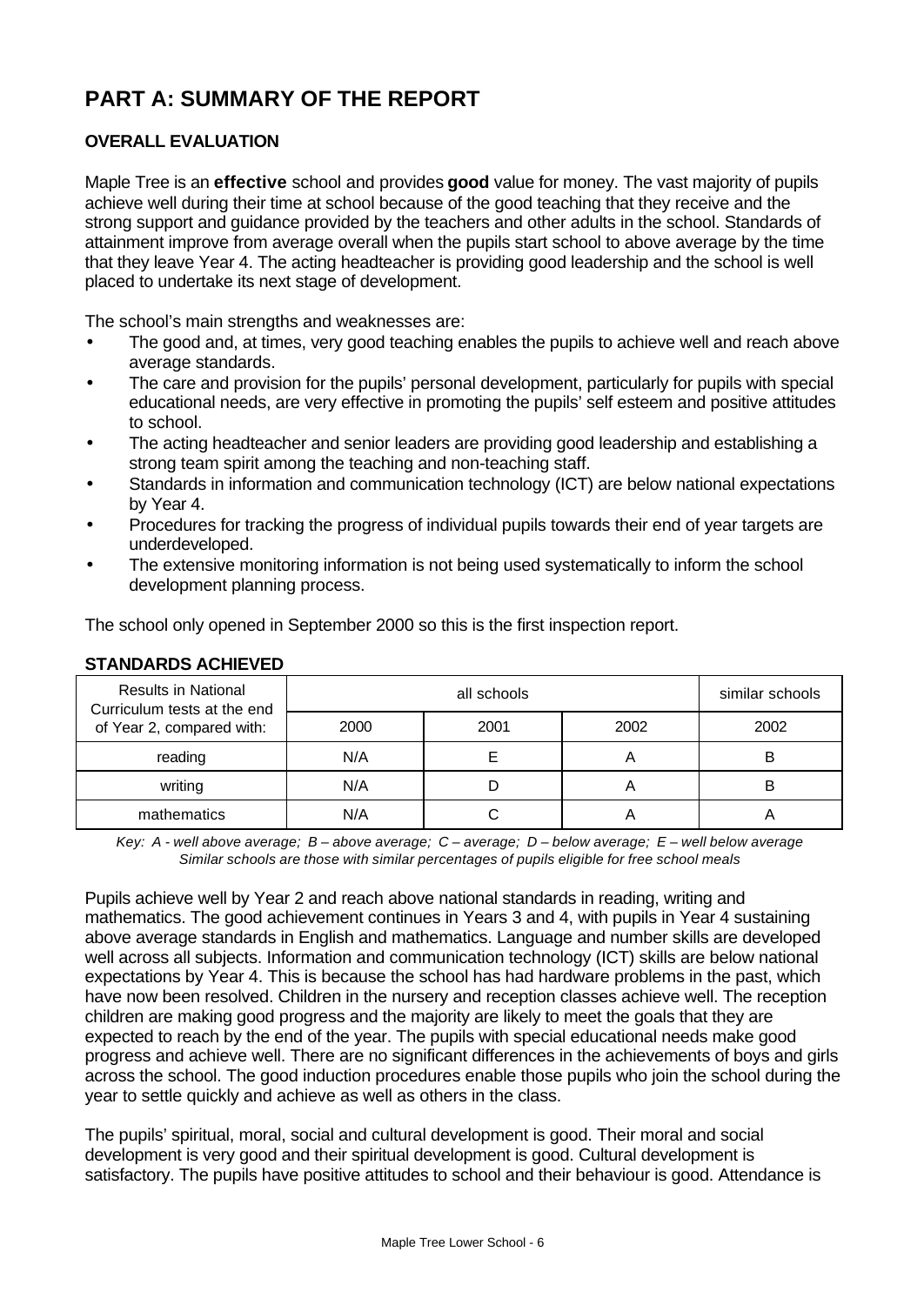# PART A: SUMMARY OF THE REPORT

## OVERALL EVALUATION

Maple Tree is an **effective** school and provides **good** value for money. The vast majority of pupils achieve well during their time at school because of the good teaching that they receive and the strong support and guidance provided by the teachers and other adults in the school. Standards of attainment improve from average overall when the pupils start school to above average by the time that they leave Year 4. The acting headteacher is providing good leadership and the school is well placed to undertake its next stage of development.

The school's main strengths and weaknesses are:

- The good and, at times, very good teaching enables the pupils to achieve well and reach above average standards.
- The care and provision for the pupils' personal development, particularly for pupils with special educational needs, are very effective in promoting the pupils' self esteem and positive attitudes to school.
- The acting headteacher and senior leaders are providing good leadership and establishing a strong team spirit among the teaching and non-teaching staff.
- Standards in information and communication technology (ICT) are below national expectations by Year 4.
- Procedures for tracking the progress of individual pupils towards their end of year targets are underdeveloped.
- The extensive monitoring information is not being used systematically to inform the school development planning process.

The school only opened in September 2000 so this is the first inspection report.

## STANDARDS ACHIEVED

| Results in National Curriculum tests at the end of Year 2, compared with: | all schools | | | similar schools |
|---|---|---|---|---|
| | 2000 | 2001 | 2002 | 2002 |
| reading | N/A | E | A | B |
| writing | N/A | D | A | B |
| mathematics | N/A | C | A | A |

*Key: A - well above average; B – above average; C – average; D – below average; E – well below average*
*Similar schools are those with similar percentages of pupils eligible for free school meals*

Pupils achieve well by Year 2 and reach above national standards in reading, writing and mathematics. The good achievement continues in Years 3 and 4, with pupils in Year 4 sustaining above average standards in English and mathematics. Language and number skills are developed well across all subjects. Information and communication technology (ICT) skills are below national expectations by Year 4. This is because the school has had hardware problems in the past, which have now been resolved. Children in the nursery and reception classes achieve well. The reception children are making good progress and the majority are likely to meet the goals that they are expected to reach by the end of the year. The pupils with special educational needs make good progress and achieve well. There are no significant differences in the achievements of boys and girls across the school. The good induction procedures enable those pupils who join the school during the year to settle quickly and achieve as well as others in the class.

The pupils' spiritual, moral, social and cultural development is good. Their moral and social development is very good and their spiritual development is good. Cultural development is satisfactory. The pupils have positive attitudes to school and their behaviour is good. Attendance is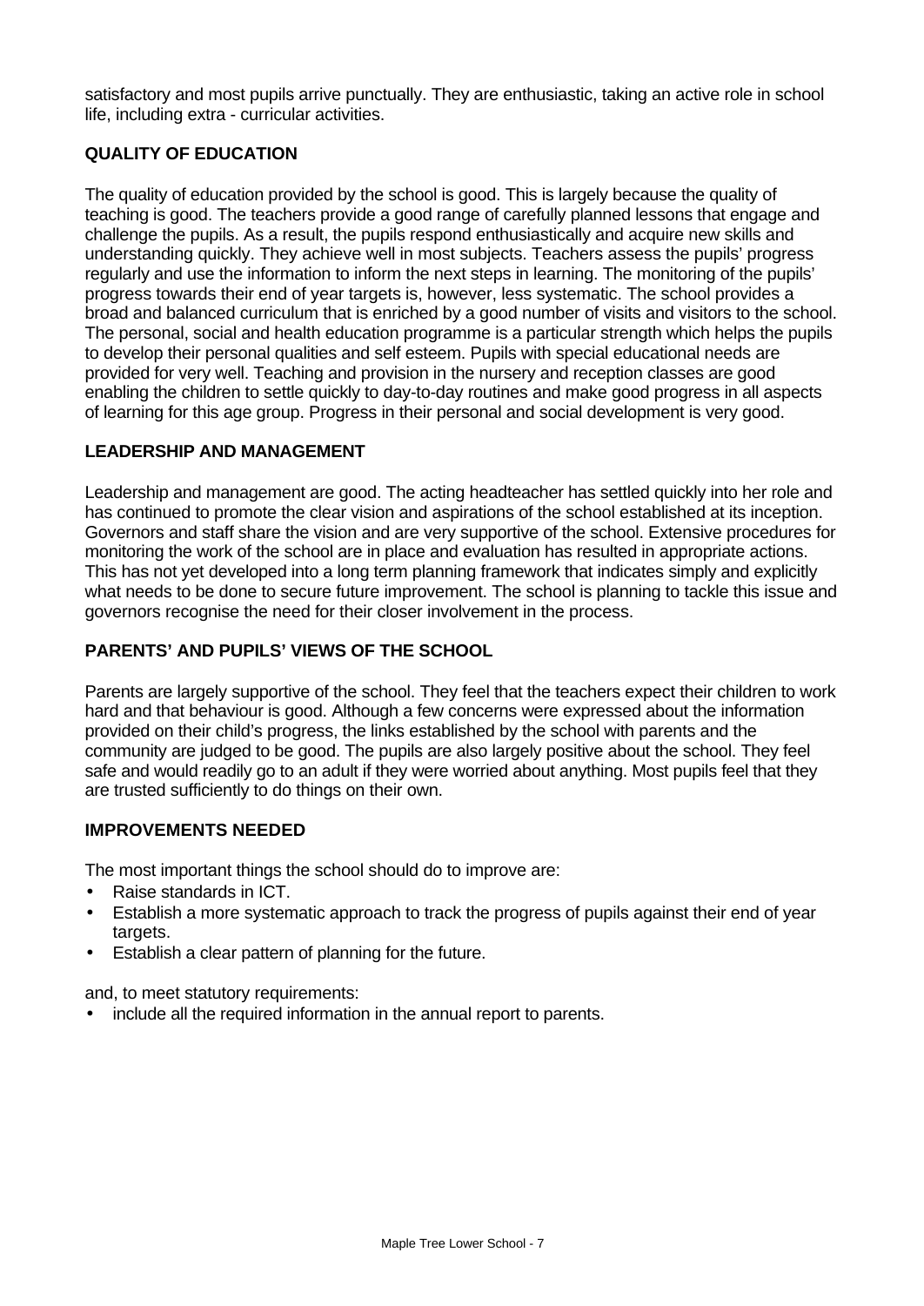satisfactory and most pupils arrive punctually. They are enthusiastic, taking an active role in school life, including extra - curricular activities.

## QUALITY OF EDUCATION

The quality of education provided by the school is good. This is largely because the quality of teaching is good. The teachers provide a good range of carefully planned lessons that engage and challenge the pupils. As a result, the pupils respond enthusiastically and acquire new skills and understanding quickly. They achieve well in most subjects. Teachers assess the pupils' progress regularly and use the information to inform the next steps in learning. The monitoring of the pupils' progress towards their end of year targets is, however, less systematic. The school provides a broad and balanced curriculum that is enriched by a good number of visits and visitors to the school. The personal, social and health education programme is a particular strength which helps the pupils to develop their personal qualities and self esteem. Pupils with special educational needs are provided for very well. Teaching and provision in the nursery and reception classes are good enabling the children to settle quickly to day-to-day routines and make good progress in all aspects of learning for this age group. Progress in their personal and social development is very good.

## LEADERSHIP AND MANAGEMENT

Leadership and management are good. The acting headteacher has settled quickly into her role and has continued to promote the clear vision and aspirations of the school established at its inception. Governors and staff share the vision and are very supportive of the school. Extensive procedures for monitoring the work of the school are in place and evaluation has resulted in appropriate actions. This has not yet developed into a long term planning framework that indicates simply and explicitly what needs to be done to secure future improvement. The school is planning to tackle this issue and governors recognise the need for their closer involvement in the process.

## PARENTS' AND PUPILS' VIEWS OF THE SCHOOL

Parents are largely supportive of the school. They feel that the teachers expect their children to work hard and that behaviour is good. Although a few concerns were expressed about the information provided on their child's progress, the links established by the school with parents and the community are judged to be good. The pupils are also largely positive about the school. They feel safe and would readily go to an adult if they were worried about anything. Most pupils feel that they are trusted sufficiently to do things on their own.

## IMPROVEMENTS NEEDED

The most important things the school should do to improve are:

- Raise standards in ICT.
- Establish a more systematic approach to track the progress of pupils against their end of year targets.
- Establish a clear pattern of planning for the future.

and, to meet statutory requirements:

- include all the required information in the annual report to parents.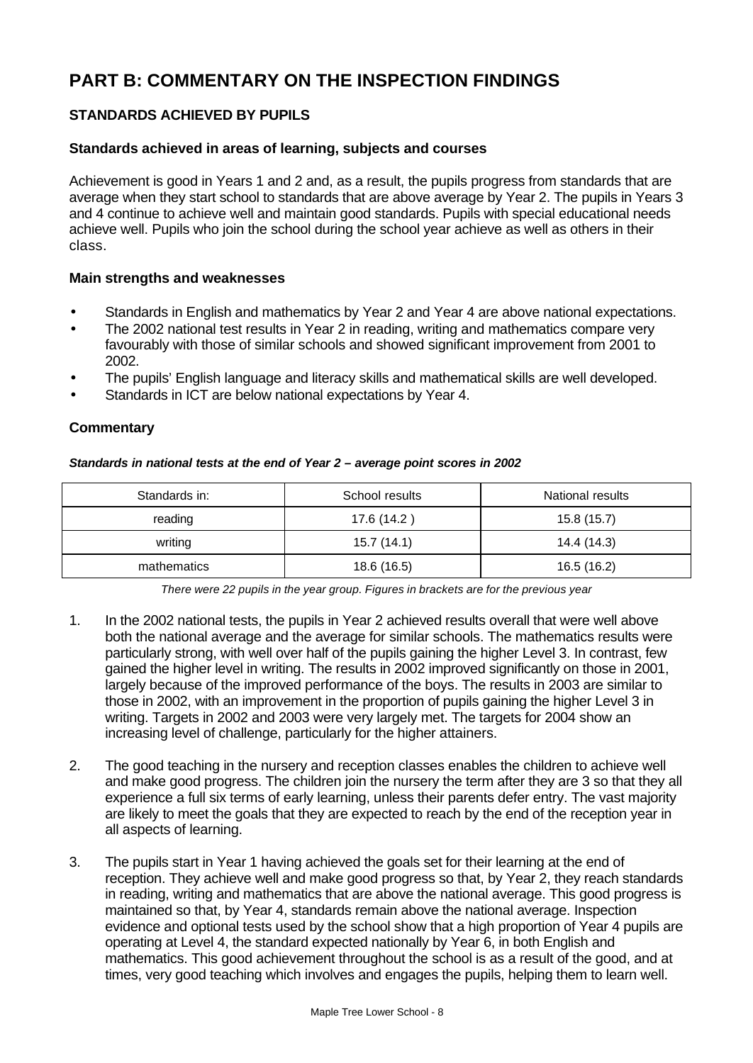# PART B: COMMENTARY ON THE INSPECTION FINDINGS

## STANDARDS ACHIEVED BY PUPILS

### Standards achieved in areas of learning, subjects and courses

Achievement is good in Years 1 and 2 and, as a result, the pupils progress from standards that are average when they start school to standards that are above average by Year 2. The pupils in Years 3 and 4 continue to achieve well and maintain good standards. Pupils with special educational needs achieve well. Pupils who join the school during the school year achieve as well as others in their class.

### Main strengths and weaknesses

- Standards in English and mathematics by Year 2 and Year 4 are above national expectations.
- The 2002 national test results in Year 2 in reading, writing and mathematics compare very favourably with those of similar schools and showed significant improvement from 2001 to 2002.
- The pupils' English language and literacy skills and mathematical skills are well developed.
- Standards in ICT are below national expectations by Year 4.

### Commentary

***Standards in national tests at the end of Year 2 – average point scores in 2002***

| Standards in: | School results | National results |
|---|---|---|
| reading | 17.6 (14.2 ) | 15.8 (15.7) |
| writing | 15.7 (14.1) | 14.4 (14.3) |
| mathematics | 18.6 (16.5) | 16.5 (16.2) |

*There were 22 pupils in the year group. Figures in brackets are for the previous year*

1. In the 2002 national tests, the pupils in Year 2 achieved results overall that were well above both the national average and the average for similar schools. The mathematics results were particularly strong, with well over half of the pupils gaining the higher Level 3. In contrast, few gained the higher level in writing. The results in 2002 improved significantly on those in 2001, largely because of the improved performance of the boys. The results in 2003 are similar to those in 2002, with an improvement in the proportion of pupils gaining the higher Level 3 in writing. Targets in 2002 and 2003 were very largely met. The targets for 2004 show an increasing level of challenge, particularly for the higher attainers.

2. The good teaching in the nursery and reception classes enables the children to achieve well and make good progress. The children join the nursery the term after they are 3 so that they all experience a full six terms of early learning, unless their parents defer entry. The vast majority are likely to meet the goals that they are expected to reach by the end of the reception year in all aspects of learning.

3. The pupils start in Year 1 having achieved the goals set for their learning at the end of reception. They achieve well and make good progress so that, by Year 2, they reach standards in reading, writing and mathematics that are above the national average. This good progress is maintained so that, by Year 4, standards remain above the national average. Inspection evidence and optional tests used by the school show that a high proportion of Year 4 pupils are operating at Level 4, the standard expected nationally by Year 6, in both English and mathematics. This good achievement throughout the school is as a result of the good, and at times, very good teaching which involves and engages the pupils, helping them to learn well.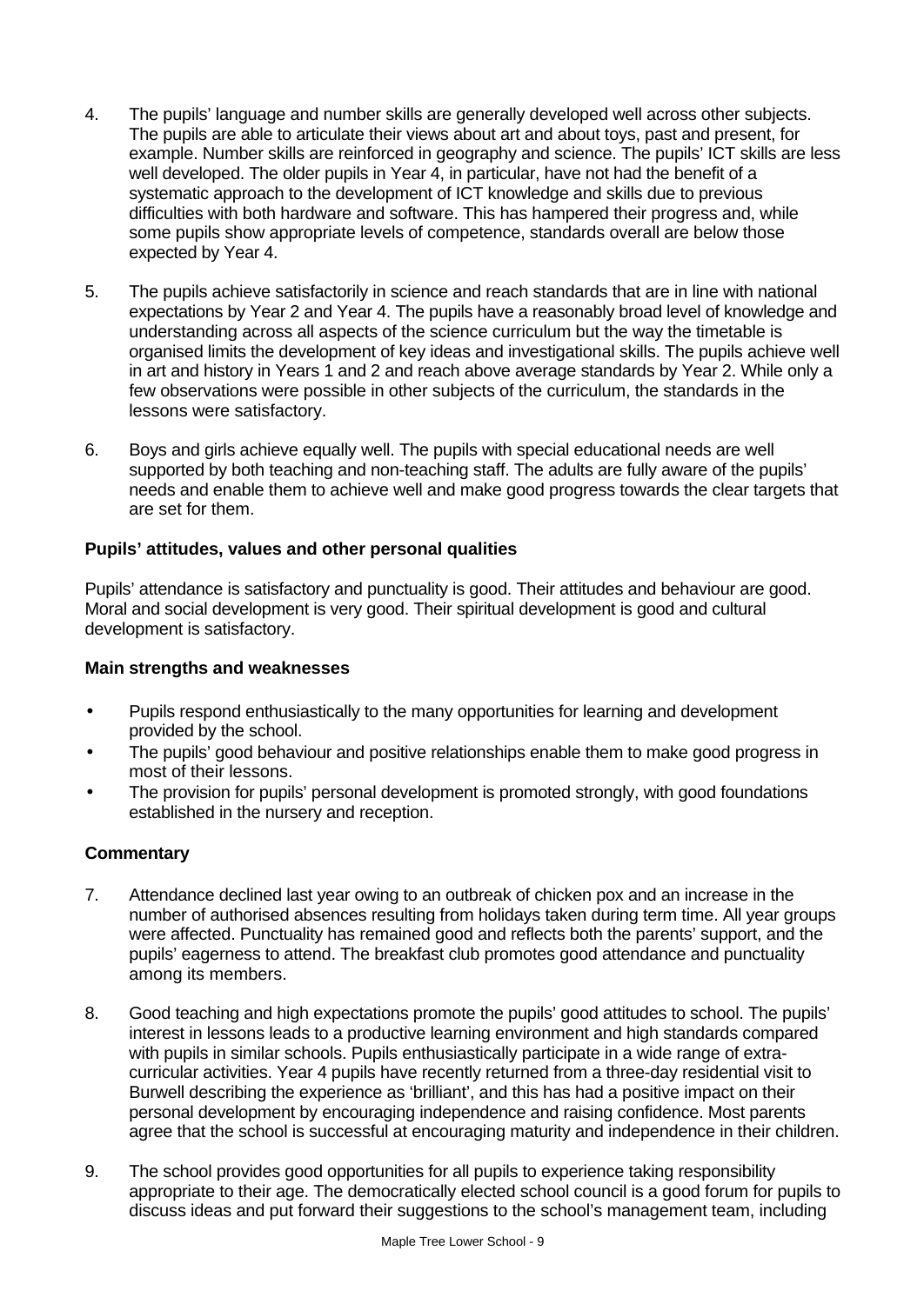4. The pupils' language and number skills are generally developed well across other subjects. The pupils are able to articulate their views about art and about toys, past and present, for example. Number skills are reinforced in geography and science. The pupils' ICT skills are less well developed. The older pupils in Year 4, in particular, have not had the benefit of a systematic approach to the development of ICT knowledge and skills due to previous difficulties with both hardware and software. This has hampered their progress and, while some pupils show appropriate levels of competence, standards overall are below those expected by Year 4.

5. The pupils achieve satisfactorily in science and reach standards that are in line with national expectations by Year 2 and Year 4. The pupils have a reasonably broad level of knowledge and understanding across all aspects of the science curriculum but the way the timetable is organised limits the development of key ideas and investigational skills. The pupils achieve well in art and history in Years 1 and 2 and reach above average standards by Year 2. While only a few observations were possible in other subjects of the curriculum, the standards in the lessons were satisfactory.

6. Boys and girls achieve equally well. The pupils with special educational needs are well supported by both teaching and non-teaching staff. The adults are fully aware of the pupils' needs and enable them to achieve well and make good progress towards the clear targets that are set for them.

### Pupils' attitudes, values and other personal qualities

Pupils' attendance is satisfactory and punctuality is good. Their attitudes and behaviour are good. Moral and social development is very good. Their spiritual development is good and cultural development is satisfactory.

#### Main strengths and weaknesses

- Pupils respond enthusiastically to the many opportunities for learning and development provided by the school.
- The pupils' good behaviour and positive relationships enable them to make good progress in most of their lessons.
- The provision for pupils' personal development is promoted strongly, with good foundations established in the nursery and reception.

#### Commentary

7. Attendance declined last year owing to an outbreak of chicken pox and an increase in the number of authorised absences resulting from holidays taken during term time. All year groups were affected. Punctuality has remained good and reflects both the parents' support, and the pupils' eagerness to attend. The breakfast club promotes good attendance and punctuality among its members.

8. Good teaching and high expectations promote the pupils' good attitudes to school. The pupils' interest in lessons leads to a productive learning environment and high standards compared with pupils in similar schools. Pupils enthusiastically participate in a wide range of extra-curricular activities. Year 4 pupils have recently returned from a three-day residential visit to Burwell describing the experience as 'brilliant', and this has had a positive impact on their personal development by encouraging independence and raising confidence. Most parents agree that the school is successful at encouraging maturity and independence in their children.

9. The school provides good opportunities for all pupils to experience taking responsibility appropriate to their age. The democratically elected school council is a good forum for pupils to discuss ideas and put forward their suggestions to the school's management team, including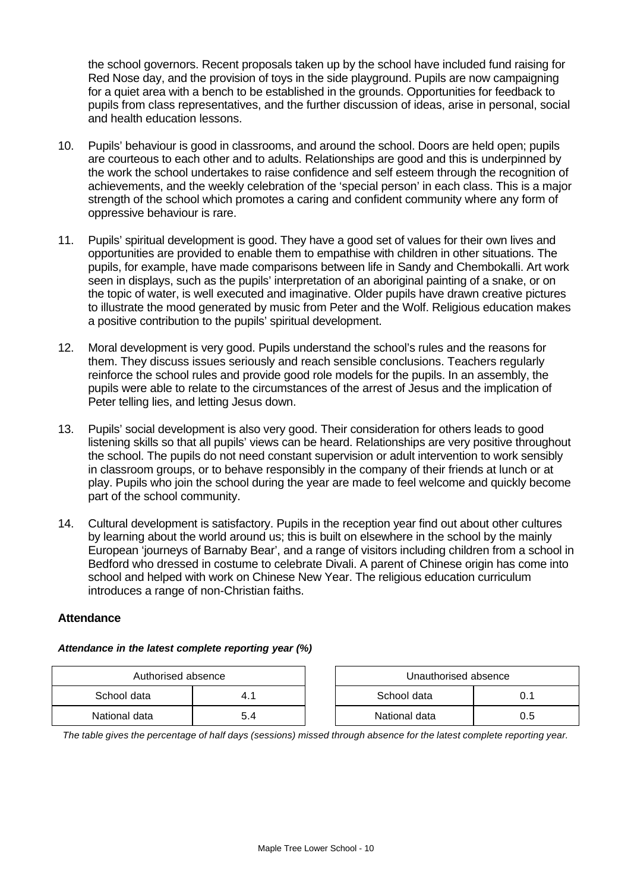the school governors. Recent proposals taken up by the school have included fund raising for Red Nose day, and the provision of toys in the side playground. Pupils are now campaigning for a quiet area with a bench to be established in the grounds. Opportunities for feedback to pupils from class representatives, and the further discussion of ideas, arise in personal, social and health education lessons.

10. Pupils' behaviour is good in classrooms, and around the school. Doors are held open; pupils are courteous to each other and to adults. Relationships are good and this is underpinned by the work the school undertakes to raise confidence and self esteem through the recognition of achievements, and the weekly celebration of the 'special person' in each class. This is a major strength of the school which promotes a caring and confident community where any form of oppressive behaviour is rare.

11. Pupils' spiritual development is good. They have a good set of values for their own lives and opportunities are provided to enable them to empathise with children in other situations. The pupils, for example, have made comparisons between life in Sandy and Chembokalli. Art work seen in displays, such as the pupils' interpretation of an aboriginal painting of a snake, or on the topic of water, is well executed and imaginative. Older pupils have drawn creative pictures to illustrate the mood generated by music from Peter and the Wolf. Religious education makes a positive contribution to the pupils' spiritual development.

12. Moral development is very good. Pupils understand the school's rules and the reasons for them. They discuss issues seriously and reach sensible conclusions. Teachers regularly reinforce the school rules and provide good role models for the pupils. In an assembly, the pupils were able to relate to the circumstances of the arrest of Jesus and the implication of Peter telling lies, and letting Jesus down.

13. Pupils' social development is also very good. Their consideration for others leads to good listening skills so that all pupils' views can be heard. Relationships are very positive throughout the school. The pupils do not need constant supervision or adult intervention to work sensibly in classroom groups, or to behave responsibly in the company of their friends at lunch or at play. Pupils who join the school during the year are made to feel welcome and quickly become part of the school community.

14. Cultural development is satisfactory. Pupils in the reception year find out about other cultures by learning about the world around us; this is built on elsewhere in the school by the mainly European 'journeys of Barnaby Bear', and a range of visitors including children from a school in Bedford who dressed in costume to celebrate Divali. A parent of Chinese origin has come into school and helped with work on Chinese New Year. The religious education curriculum introduces a range of non-Christian faiths.

### Attendance

***Attendance in the latest complete reporting year (%)***

| Authorised absence | |
|---|---|
| School data | 4.1 |
| National data | 5.4 |

| Unauthorised absence | |
|---|---|
| School data | 0.1 |
| National data | 0.5 |

*The table gives the percentage of half days (sessions) missed through absence for the latest complete reporting year.*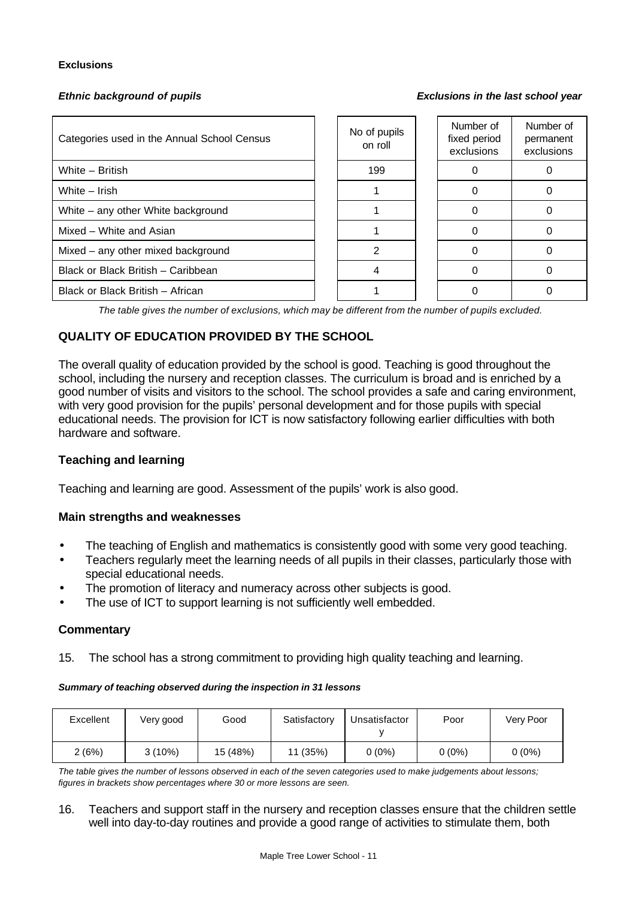**Exclusions**

*Ethnic background of pupils* *Exclusions in the last school year*

| Categories used in the Annual School Census | No of pupils on roll | Number of fixed period exclusions | Number of permanent exclusions |
|---|---|---|---|
| White – British | 199 | 0 | 0 |
| White – Irish | 1 | 0 | 0 |
| White – any other White background | 1 | 0 | 0 |
| Mixed – White and Asian | 1 | 0 | 0 |
| Mixed – any other mixed background | 2 | 0 | 0 |
| Black or Black British – Caribbean | 4 | 0 | 0 |
| Black or Black British – African | 1 | 0 | 0 |

*The table gives the number of exclusions, which may be different from the number of pupils excluded.*

## QUALITY OF EDUCATION PROVIDED BY THE SCHOOL

The overall quality of education provided by the school is good. Teaching is good throughout the school, including the nursery and reception classes. The curriculum is broad and is enriched by a good number of visits and visitors to the school. The school provides a safe and caring environment, with very good provision for the pupils' personal development and for those pupils with special educational needs. The provision for ICT is now satisfactory following earlier difficulties with both hardware and software.

### Teaching and learning

Teaching and learning are good. Assessment of the pupils' work is also good.

### Main strengths and weaknesses

- The teaching of English and mathematics is consistently good with some very good teaching.
- Teachers regularly meet the learning needs of all pupils in their classes, particularly those with special educational needs.
- The promotion of literacy and numeracy across other subjects is good.
- The use of ICT to support learning is not sufficiently well embedded.

### Commentary

15. The school has a strong commitment to providing high quality teaching and learning.

***Summary of teaching observed during the inspection in 31 lessons***

| Excellent | Very good | Good | Satisfactory | Unsatisfactory | Poor | Very Poor |
|---|---|---|---|---|---|---|
| 2 (6%) | 3 (10%) | 15 (48%) | 11 (35%) | 0 (0%) | 0 (0%) | 0 (0%) |

*The table gives the number of lessons observed in each of the seven categories used to make judgements about lessons; figures in brackets show percentages where 30 or more lessons are seen.*

16. Teachers and support staff in the nursery and reception classes ensure that the children settle well into day-to-day routines and provide a good range of activities to stimulate them, both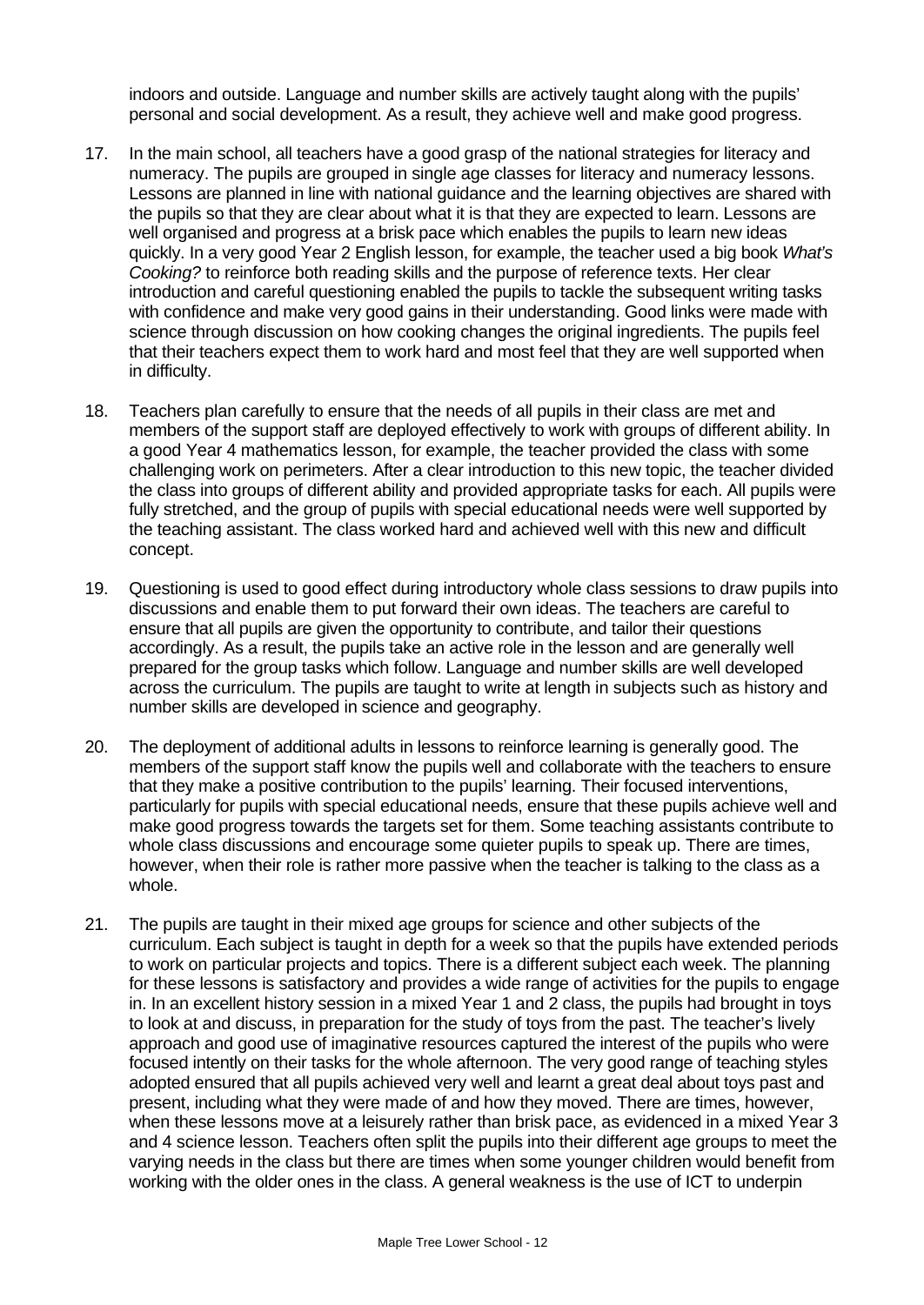indoors and outside. Language and number skills are actively taught along with the pupils' personal and social development. As a result, they achieve well and make good progress.

17. In the main school, all teachers have a good grasp of the national strategies for literacy and numeracy. The pupils are grouped in single age classes for literacy and numeracy lessons. Lessons are planned in line with national guidance and the learning objectives are shared with the pupils so that they are clear about what it is that they are expected to learn. Lessons are well organised and progress at a brisk pace which enables the pupils to learn new ideas quickly. In a very good Year 2 English lesson, for example, the teacher used a big book *What's Cooking?* to reinforce both reading skills and the purpose of reference texts. Her clear introduction and careful questioning enabled the pupils to tackle the subsequent writing tasks with confidence and make very good gains in their understanding. Good links were made with science through discussion on how cooking changes the original ingredients. The pupils feel that their teachers expect them to work hard and most feel that they are well supported when in difficulty.

18. Teachers plan carefully to ensure that the needs of all pupils in their class are met and members of the support staff are deployed effectively to work with groups of different ability. In a good Year 4 mathematics lesson, for example, the teacher provided the class with some challenging work on perimeters. After a clear introduction to this new topic, the teacher divided the class into groups of different ability and provided appropriate tasks for each. All pupils were fully stretched, and the group of pupils with special educational needs were well supported by the teaching assistant. The class worked hard and achieved well with this new and difficult concept.

19. Questioning is used to good effect during introductory whole class sessions to draw pupils into discussions and enable them to put forward their own ideas. The teachers are careful to ensure that all pupils are given the opportunity to contribute, and tailor their questions accordingly. As a result, the pupils take an active role in the lesson and are generally well prepared for the group tasks which follow. Language and number skills are well developed across the curriculum. The pupils are taught to write at length in subjects such as history and number skills are developed in science and geography.

20. The deployment of additional adults in lessons to reinforce learning is generally good. The members of the support staff know the pupils well and collaborate with the teachers to ensure that they make a positive contribution to the pupils' learning. Their focused interventions, particularly for pupils with special educational needs, ensure that these pupils achieve well and make good progress towards the targets set for them. Some teaching assistants contribute to whole class discussions and encourage some quieter pupils to speak up. There are times, however, when their role is rather more passive when the teacher is talking to the class as a whole.

21. The pupils are taught in their mixed age groups for science and other subjects of the curriculum. Each subject is taught in depth for a week so that the pupils have extended periods to work on particular projects and topics. There is a different subject each week. The planning for these lessons is satisfactory and provides a wide range of activities for the pupils to engage in. In an excellent history session in a mixed Year 1 and 2 class, the pupils had brought in toys to look at and discuss, in preparation for the study of toys from the past. The teacher's lively approach and good use of imaginative resources captured the interest of the pupils who were focused intently on their tasks for the whole afternoon. The very good range of teaching styles adopted ensured that all pupils achieved very well and learnt a great deal about toys past and present, including what they were made of and how they moved. There are times, however, when these lessons move at a leisurely rather than brisk pace, as evidenced in a mixed Year 3 and 4 science lesson. Teachers often split the pupils into their different age groups to meet the varying needs in the class but there are times when some younger children would benefit from working with the older ones in the class. A general weakness is the use of ICT to underpin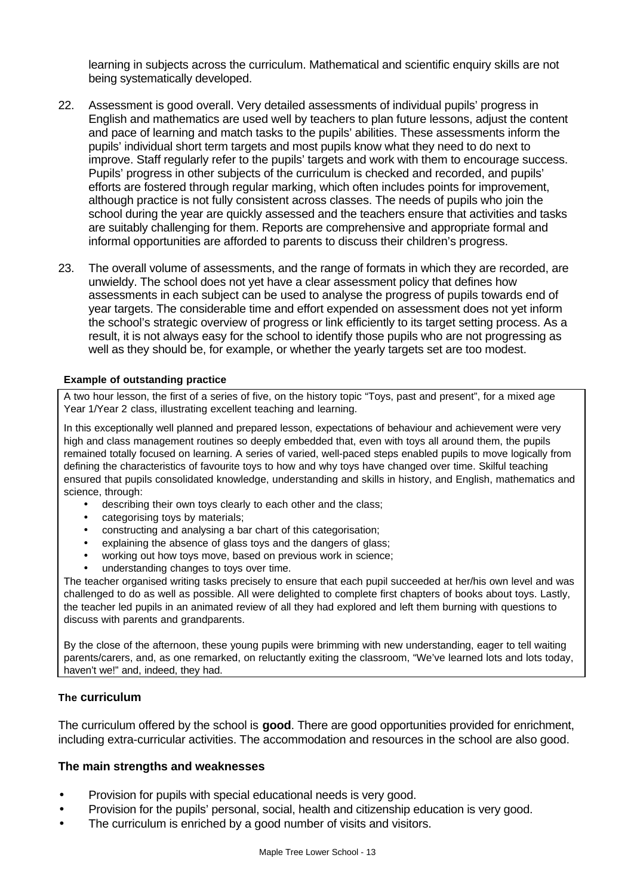learning in subjects across the curriculum. Mathematical and scientific enquiry skills are not being systematically developed.

22. Assessment is good overall. Very detailed assessments of individual pupils' progress in English and mathematics are used well by teachers to plan future lessons, adjust the content and pace of learning and match tasks to the pupils' abilities. These assessments inform the pupils' individual short term targets and most pupils know what they need to do next to improve. Staff regularly refer to the pupils' targets and work with them to encourage success. Pupils' progress in other subjects of the curriculum is checked and recorded, and pupils' efforts are fostered through regular marking, which often includes points for improvement, although practice is not fully consistent across classes. The needs of pupils who join the school during the year are quickly assessed and the teachers ensure that activities and tasks are suitably challenging for them. Reports are comprehensive and appropriate formal and informal opportunities are afforded to parents to discuss their children's progress.

23. The overall volume of assessments, and the range of formats in which they are recorded, are unwieldy. The school does not yet have a clear assessment policy that defines how assessments in each subject can be used to analyse the progress of pupils towards end of year targets. The considerable time and effort expended on assessment does not yet inform the school's strategic overview of progress or link efficiently to its target setting process. As a result, it is not always easy for the school to identify those pupils who are not progressing as well as they should be, for example, or whether the yearly targets set are too modest.

**Example of outstanding practice**

A two hour lesson, the first of a series of five, on the history topic "Toys, past and present", for a mixed age Year 1/Year 2 class, illustrating excellent teaching and learning.

In this exceptionally well planned and prepared lesson, expectations of behaviour and achievement were very high and class management routines so deeply embedded that, even with toys all around them, the pupils remained totally focused on learning. A series of varied, well-paced steps enabled pupils to move logically from defining the characteristics of favourite toys to how and why toys have changed over time. Skilful teaching ensured that pupils consolidated knowledge, understanding and skills in history, and English, mathematics and science, through:

- describing their own toys clearly to each other and the class;
- categorising toys by materials;
- constructing and analysing a bar chart of this categorisation;
- explaining the absence of glass toys and the dangers of glass;
- working out how toys move, based on previous work in science;
- understanding changes to toys over time.

The teacher organised writing tasks precisely to ensure that each pupil succeeded at her/his own level and was challenged to do as well as possible. All were delighted to complete first chapters of books about toys. Lastly, the teacher led pupils in an animated review of all they had explored and left them burning with questions to discuss with parents and grandparents.

By the close of the afternoon, these young pupils were brimming with new understanding, eager to tell waiting parents/carers, and, as one remarked, on reluctantly exiting the classroom, "We've learned lots and lots today, haven't we!" and, indeed, they had.

### The curriculum

The curriculum offered by the school is **good**. There are good opportunities provided for enrichment, including extra-curricular activities. The accommodation and resources in the school are also good.

#### The main strengths and weaknesses

- Provision for pupils with special educational needs is very good.
- Provision for the pupils' personal, social, health and citizenship education is very good.
- The curriculum is enriched by a good number of visits and visitors.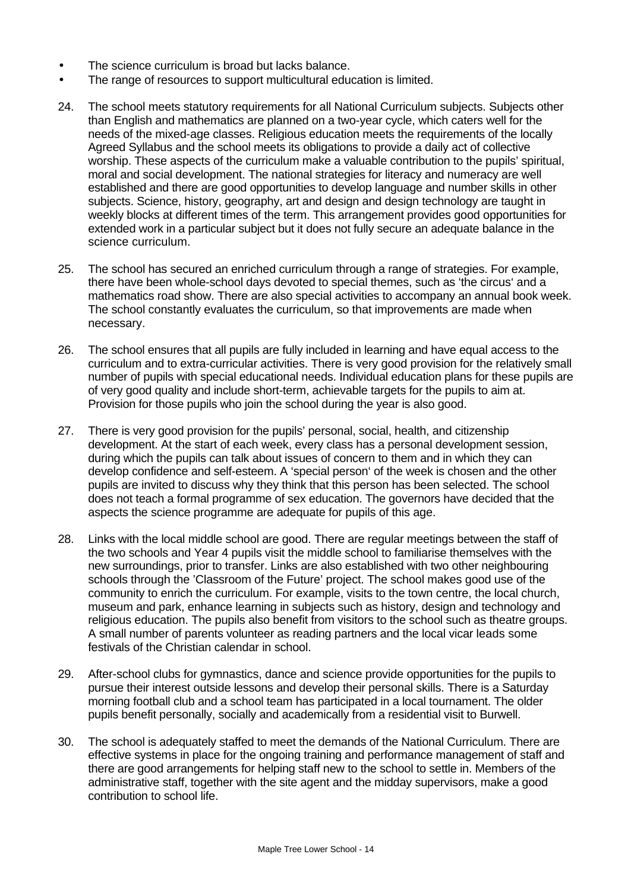- The science curriculum is broad but lacks balance.
- The range of resources to support multicultural education is limited.

24. The school meets statutory requirements for all National Curriculum subjects. Subjects other than English and mathematics are planned on a two-year cycle, which caters well for the needs of the mixed-age classes. Religious education meets the requirements of the locally Agreed Syllabus and the school meets its obligations to provide a daily act of collective worship. These aspects of the curriculum make a valuable contribution to the pupils' spiritual, moral and social development. The national strategies for literacy and numeracy are well established and there are good opportunities to develop language and number skills in other subjects. Science, history, geography, art and design and design technology are taught in weekly blocks at different times of the term. This arrangement provides good opportunities for extended work in a particular subject but it does not fully secure an adequate balance in the science curriculum.

25. The school has secured an enriched curriculum through a range of strategies. For example, there have been whole-school days devoted to special themes, such as 'the circus' and a mathematics road show. There are also special activities to accompany an annual book week. The school constantly evaluates the curriculum, so that improvements are made when necessary.

26. The school ensures that all pupils are fully included in learning and have equal access to the curriculum and to extra-curricular activities. There is very good provision for the relatively small number of pupils with special educational needs. Individual education plans for these pupils are of very good quality and include short-term, achievable targets for the pupils to aim at. Provision for those pupils who join the school during the year is also good.

27. There is very good provision for the pupils' personal, social, health, and citizenship development. At the start of each week, every class has a personal development session, during which the pupils can talk about issues of concern to them and in which they can develop confidence and self-esteem. A 'special person' of the week is chosen and the other pupils are invited to discuss why they think that this person has been selected. The school does not teach a formal programme of sex education. The governors have decided that the aspects the science programme are adequate for pupils of this age.

28. Links with the local middle school are good. There are regular meetings between the staff of the two schools and Year 4 pupils visit the middle school to familiarise themselves with the new surroundings, prior to transfer. Links are also established with two other neighbouring schools through the 'Classroom of the Future' project. The school makes good use of the community to enrich the curriculum. For example, visits to the town centre, the local church, museum and park, enhance learning in subjects such as history, design and technology and religious education. The pupils also benefit from visitors to the school such as theatre groups. A small number of parents volunteer as reading partners and the local vicar leads some festivals of the Christian calendar in school.

29. After-school clubs for gymnastics, dance and science provide opportunities for the pupils to pursue their interest outside lessons and develop their personal skills. There is a Saturday morning football club and a school team has participated in a local tournament. The older pupils benefit personally, socially and academically from a residential visit to Burwell.

30. The school is adequately staffed to meet the demands of the National Curriculum. There are effective systems in place for the ongoing training and performance management of staff and there are good arrangements for helping staff new to the school to settle in. Members of the administrative staff, together with the site agent and the midday supervisors, make a good contribution to school life.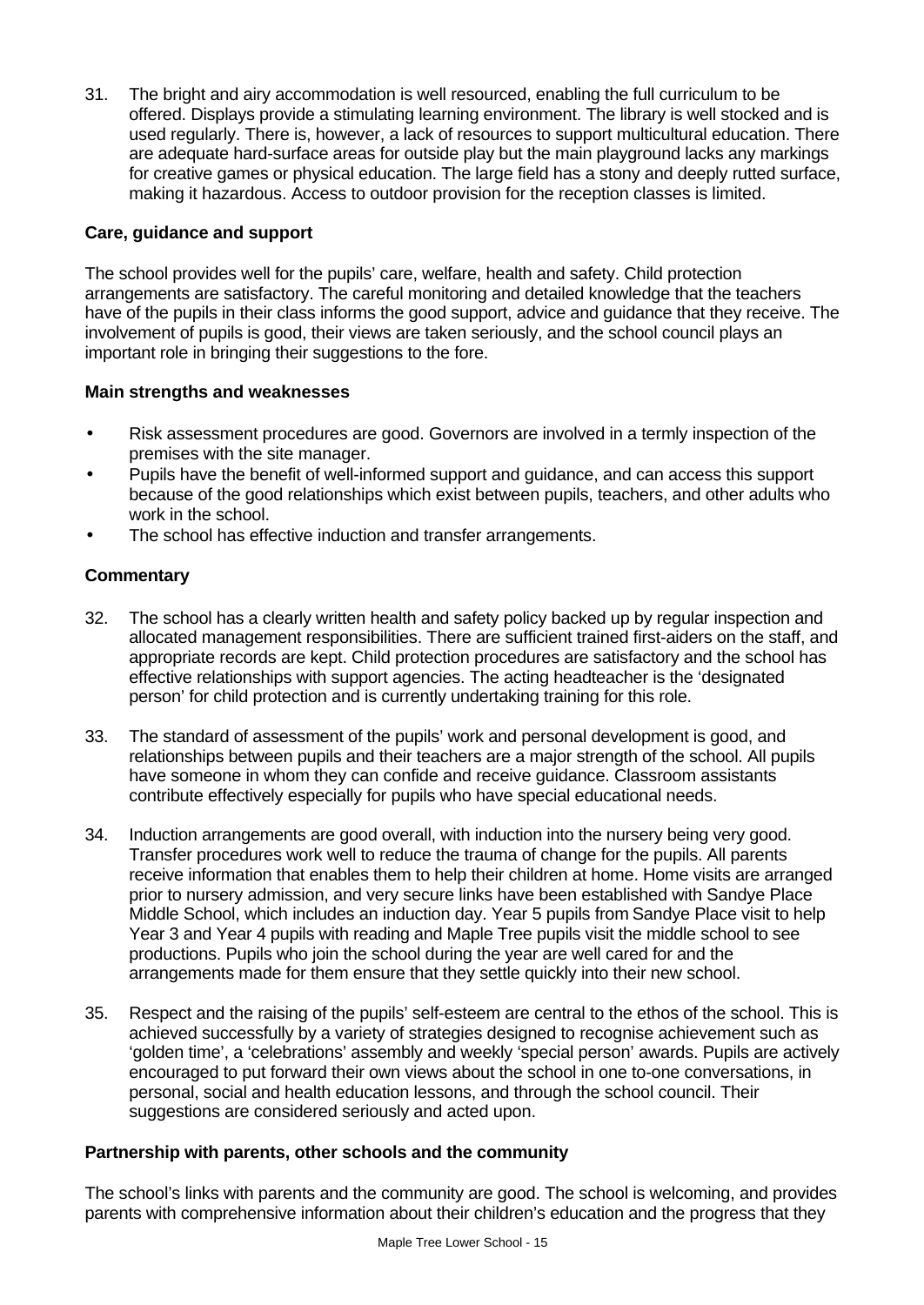31. The bright and airy accommodation is well resourced, enabling the full curriculum to be offered. Displays provide a stimulating learning environment. The library is well stocked and is used regularly. There is, however, a lack of resources to support multicultural education. There are adequate hard-surface areas for outside play but the main playground lacks any markings for creative games or physical education. The large field has a stony and deeply rutted surface, making it hazardous. Access to outdoor provision for the reception classes is limited.

### Care, guidance and support

The school provides well for the pupils' care, welfare, health and safety. Child protection arrangements are satisfactory. The careful monitoring and detailed knowledge that the teachers have of the pupils in their class informs the good support, advice and guidance that they receive. The involvement of pupils is good, their views are taken seriously, and the school council plays an important role in bringing their suggestions to the fore.

#### Main strengths and weaknesses

- Risk assessment procedures are good. Governors are involved in a termly inspection of the premises with the site manager.
- Pupils have the benefit of well-informed support and guidance, and can access this support because of the good relationships which exist between pupils, teachers, and other adults who work in the school.
- The school has effective induction and transfer arrangements.

#### Commentary

32. The school has a clearly written health and safety policy backed up by regular inspection and allocated management responsibilities. There are sufficient trained first-aiders on the staff, and appropriate records are kept. Child protection procedures are satisfactory and the school has effective relationships with support agencies. The acting headteacher is the 'designated person' for child protection and is currently undertaking training for this role.

33. The standard of assessment of the pupils' work and personal development is good, and relationships between pupils and their teachers are a major strength of the school. All pupils have someone in whom they can confide and receive guidance. Classroom assistants contribute effectively especially for pupils who have special educational needs.

34. Induction arrangements are good overall, with induction into the nursery being very good. Transfer procedures work well to reduce the trauma of change for the pupils. All parents receive information that enables them to help their children at home. Home visits are arranged prior to nursery admission, and very secure links have been established with Sandye Place Middle School, which includes an induction day. Year 5 pupils from Sandye Place visit to help Year 3 and Year 4 pupils with reading and Maple Tree pupils visit the middle school to see productions. Pupils who join the school during the year are well cared for and the arrangements made for them ensure that they settle quickly into their new school.

35. Respect and the raising of the pupils' self-esteem are central to the ethos of the school. This is achieved successfully by a variety of strategies designed to recognise achievement such as 'golden time', a 'celebrations' assembly and weekly 'special person' awards. Pupils are actively encouraged to put forward their own views about the school in one to-one conversations, in personal, social and health education lessons, and through the school council. Their suggestions are considered seriously and acted upon.

### Partnership with parents, other schools and the community

The school's links with parents and the community are good. The school is welcoming, and provides parents with comprehensive information about their children's education and the progress that they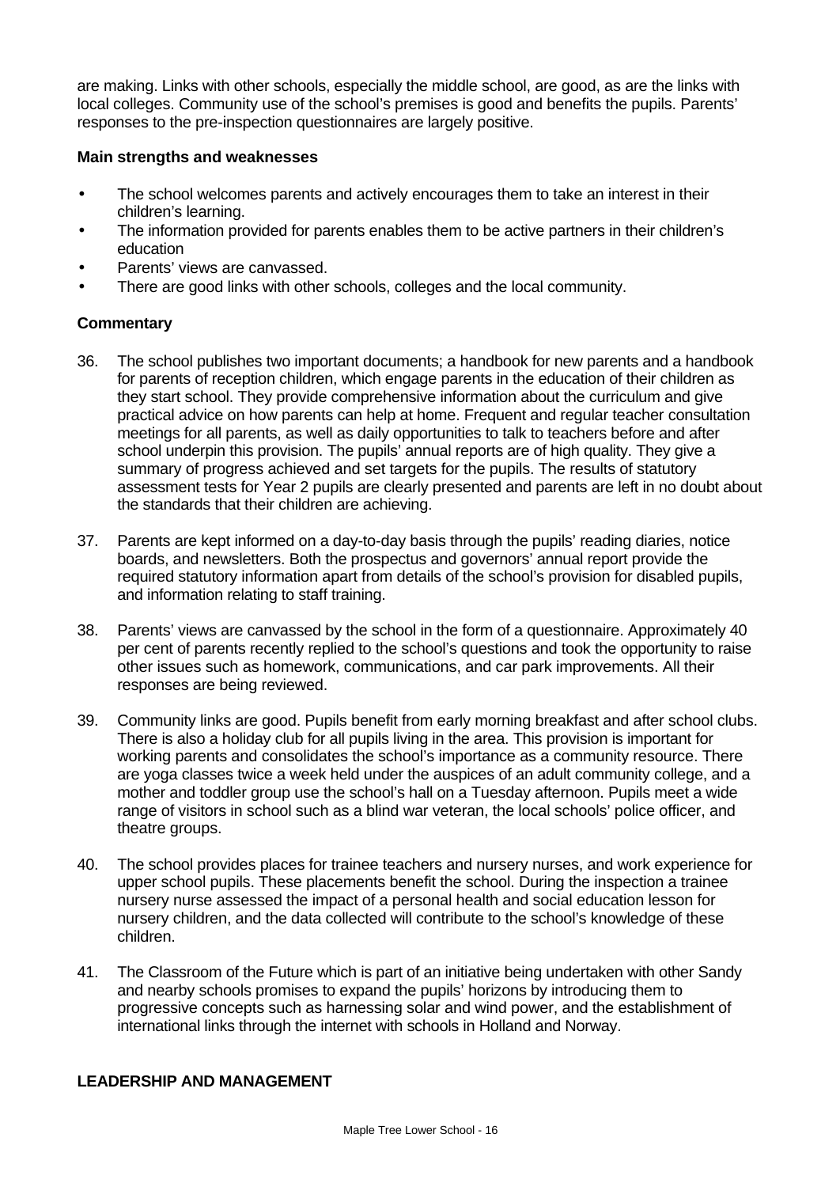are making. Links with other schools, especially the middle school, are good, as are the links with local colleges. Community use of the school's premises is good and benefits the pupils. Parents' responses to the pre-inspection questionnaires are largely positive.

**Main strengths and weaknesses**

- The school welcomes parents and actively encourages them to take an interest in their children's learning.
- The information provided for parents enables them to be active partners in their children's education
- Parents' views are canvassed.
- There are good links with other schools, colleges and the local community.

**Commentary**

36. The school publishes two important documents; a handbook for new parents and a handbook for parents of reception children, which engage parents in the education of their children as they start school. They provide comprehensive information about the curriculum and give practical advice on how parents can help at home. Frequent and regular teacher consultation meetings for all parents, as well as daily opportunities to talk to teachers before and after school underpin this provision. The pupils' annual reports are of high quality. They give a summary of progress achieved and set targets for the pupils. The results of statutory assessment tests for Year 2 pupils are clearly presented and parents are left in no doubt about the standards that their children are achieving.

37. Parents are kept informed on a day-to-day basis through the pupils' reading diaries, notice boards, and newsletters. Both the prospectus and governors' annual report provide the required statutory information apart from details of the school's provision for disabled pupils, and information relating to staff training.

38. Parents' views are canvassed by the school in the form of a questionnaire. Approximately 40 per cent of parents recently replied to the school's questions and took the opportunity to raise other issues such as homework, communications, and car park improvements. All their responses are being reviewed.

39. Community links are good. Pupils benefit from early morning breakfast and after school clubs. There is also a holiday club for all pupils living in the area. This provision is important for working parents and consolidates the school's importance as a community resource. There are yoga classes twice a week held under the auspices of an adult community college, and a mother and toddler group use the school's hall on a Tuesday afternoon. Pupils meet a wide range of visitors in school such as a blind war veteran, the local schools' police officer, and theatre groups.

40. The school provides places for trainee teachers and nursery nurses, and work experience for upper school pupils. These placements benefit the school. During the inspection a trainee nursery nurse assessed the impact of a personal health and social education lesson for nursery children, and the data collected will contribute to the school's knowledge of these children.

41. The Classroom of the Future which is part of an initiative being undertaken with other Sandy and nearby schools promises to expand the pupils' horizons by introducing them to progressive concepts such as harnessing solar and wind power, and the establishment of international links through the internet with schools in Holland and Norway.

**LEADERSHIP AND MANAGEMENT**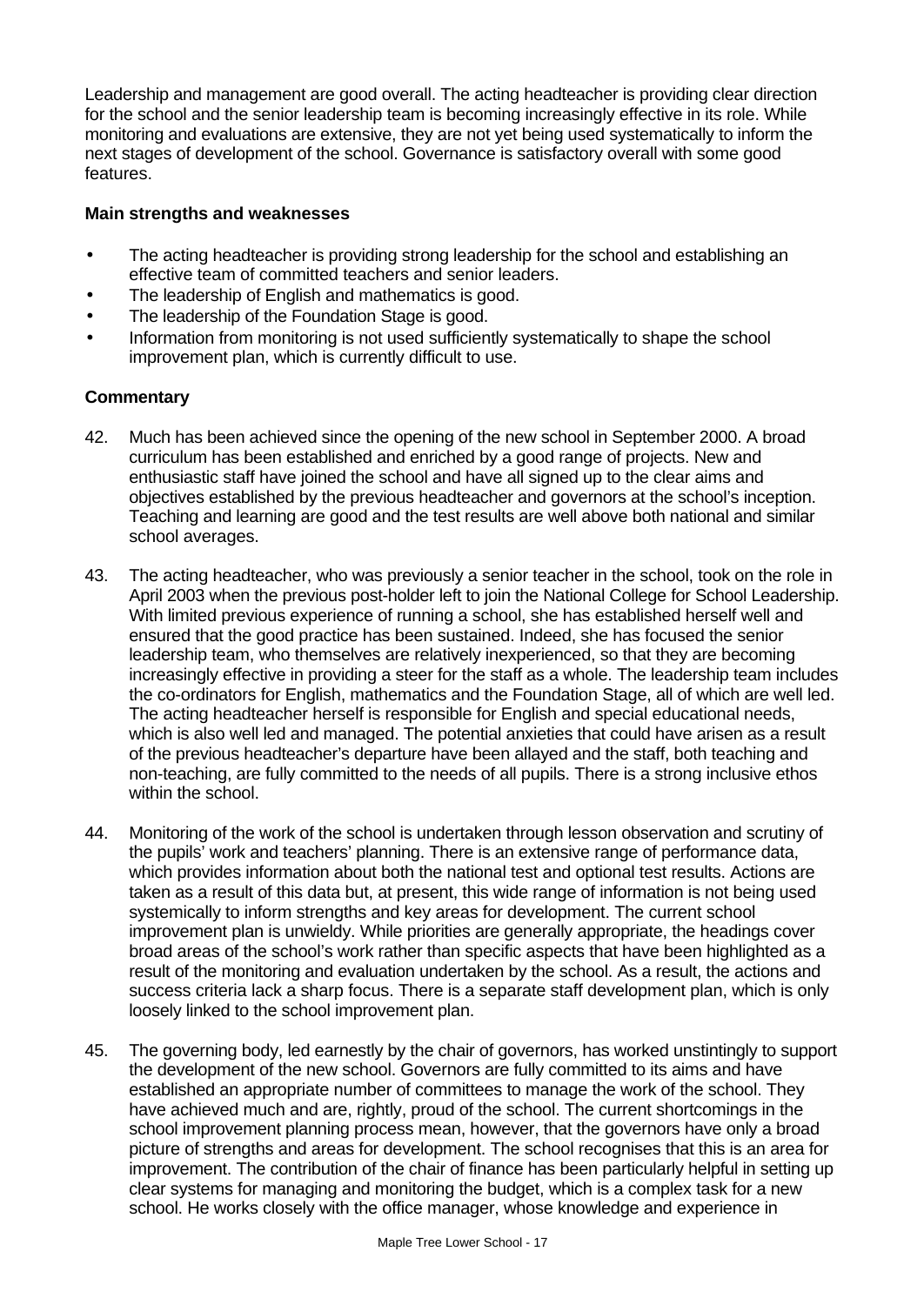Leadership and management are good overall. The acting headteacher is providing clear direction for the school and the senior leadership team is becoming increasingly effective in its role. While monitoring and evaluations are extensive, they are not yet being used systematically to inform the next stages of development of the school. Governance is satisfactory overall with some good features.

**Main strengths and weaknesses**

- The acting headteacher is providing strong leadership for the school and establishing an effective team of committed teachers and senior leaders.
- The leadership of English and mathematics is good.
- The leadership of the Foundation Stage is good.
- Information from monitoring is not used sufficiently systematically to shape the school improvement plan, which is currently difficult to use.

**Commentary**

42. Much has been achieved since the opening of the new school in September 2000. A broad curriculum has been established and enriched by a good range of projects. New and enthusiastic staff have joined the school and have all signed up to the clear aims and objectives established by the previous headteacher and governors at the school's inception. Teaching and learning are good and the test results are well above both national and similar school averages.

43. The acting headteacher, who was previously a senior teacher in the school, took on the role in April 2003 when the previous post-holder left to join the National College for School Leadership. With limited previous experience of running a school, she has established herself well and ensured that the good practice has been sustained. Indeed, she has focused the senior leadership team, who themselves are relatively inexperienced, so that they are becoming increasingly effective in providing a steer for the staff as a whole. The leadership team includes the co-ordinators for English, mathematics and the Foundation Stage, all of which are well led. The acting headteacher herself is responsible for English and special educational needs, which is also well led and managed. The potential anxieties that could have arisen as a result of the previous headteacher's departure have been allayed and the staff, both teaching and non-teaching, are fully committed to the needs of all pupils. There is a strong inclusive ethos within the school.

44. Monitoring of the work of the school is undertaken through lesson observation and scrutiny of the pupils' work and teachers' planning. There is an extensive range of performance data, which provides information about both the national test and optional test results. Actions are taken as a result of this data but, at present, this wide range of information is not being used systemically to inform strengths and key areas for development. The current school improvement plan is unwieldy. While priorities are generally appropriate, the headings cover broad areas of the school's work rather than specific aspects that have been highlighted as a result of the monitoring and evaluation undertaken by the school. As a result, the actions and success criteria lack a sharp focus. There is a separate staff development plan, which is only loosely linked to the school improvement plan.

45. The governing body, led earnestly by the chair of governors, has worked unstintingly to support the development of the new school. Governors are fully committed to its aims and have established an appropriate number of committees to manage the work of the school. They have achieved much and are, rightly, proud of the school. The current shortcomings in the school improvement planning process mean, however, that the governors have only a broad picture of strengths and areas for development. The school recognises that this is an area for improvement. The contribution of the chair of finance has been particularly helpful in setting up clear systems for managing and monitoring the budget, which is a complex task for a new school. He works closely with the office manager, whose knowledge and experience in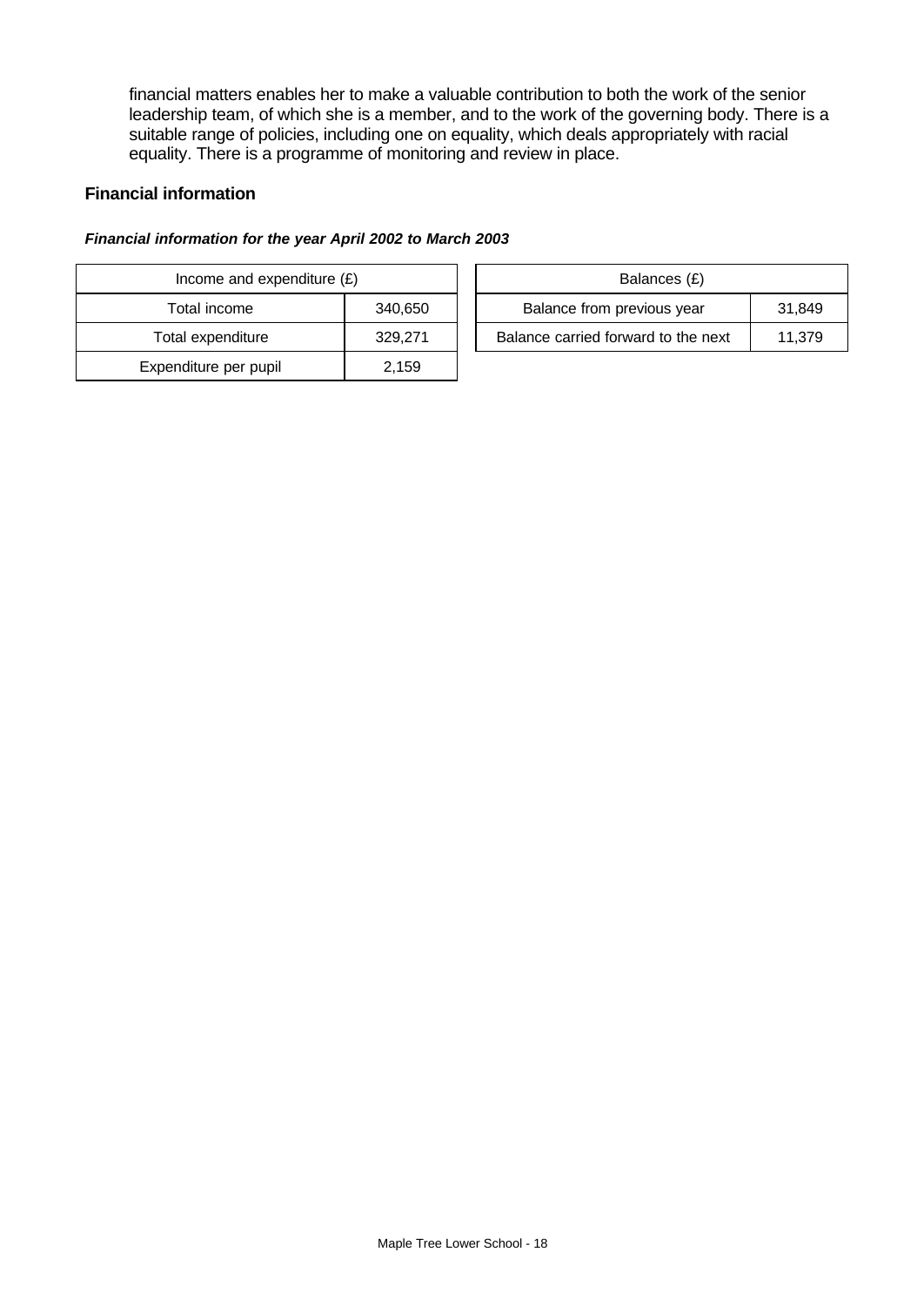financial matters enables her to make a valuable contribution to both the work of the senior leadership team, of which she is a member, and to the work of the governing body. There is a suitable range of policies, including one on equality, which deals appropriately with racial equality. There is a programme of monitoring and review in place.

### Financial information

***Financial information for the year April 2002 to March 2003***

| Income and expenditure (£) | |
|---|---|
| Total income | 340,650 |
| Total expenditure | 329,271 |
| Expenditure per pupil | 2,159 |

| Balances (£) | |
|---|---|
| Balance from previous year | 31,849 |
| Balance carried forward to the next | 11,379 |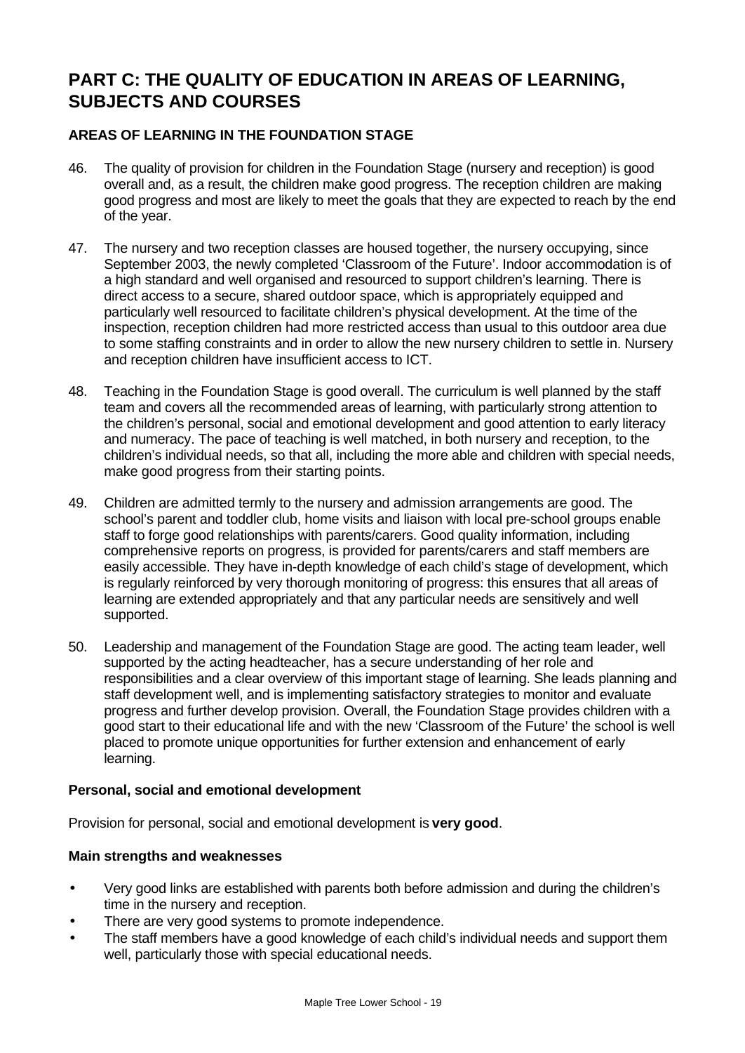# PART C: THE QUALITY OF EDUCATION IN AREAS OF LEARNING, SUBJECTS AND COURSES

## AREAS OF LEARNING IN THE FOUNDATION STAGE

46. The quality of provision for children in the Foundation Stage (nursery and reception) is good overall and, as a result, the children make good progress. The reception children are making good progress and most are likely to meet the goals that they are expected to reach by the end of the year.

47. The nursery and two reception classes are housed together, the nursery occupying, since September 2003, the newly completed 'Classroom of the Future'. Indoor accommodation is of a high standard and well organised and well resourced to support children's learning. There is direct access to a secure, shared outdoor space, which is appropriately equipped and particularly well resourced to facilitate children's physical development. At the time of the inspection, reception children had more restricted access than usual to this outdoor area due to some staffing constraints and in order to allow the new nursery children to settle in. Nursery and reception children have insufficient access to ICT.

48. Teaching in the Foundation Stage is good overall. The curriculum is well planned by the staff team and covers all the recommended areas of learning, with particularly strong attention to the children's personal, social and emotional development and good attention to early literacy and numeracy. The pace of teaching is well matched, in both nursery and reception, to the children's individual needs, so that all, including the more able and children with special needs, make good progress from their starting points.

49. Children are admitted termly to the nursery and admission arrangements are good. The school's parent and toddler club, home visits and liaison with local pre-school groups enable staff to forge good relationships with parents/carers. Good quality information, including comprehensive reports on progress, is provided for parents/carers and staff members are easily accessible. They have in-depth knowledge of each child's stage of development, which is regularly reinforced by very thorough monitoring of progress: this ensures that all areas of learning are extended appropriately and that any particular needs are sensitively and well supported.

50. Leadership and management of the Foundation Stage are good. The acting team leader, well supported by the acting headteacher, has a secure understanding of her role and responsibilities and a clear overview of this important stage of learning. She leads planning and staff development well, and is implementing satisfactory strategies to monitor and evaluate progress and further develop provision. Overall, the Foundation Stage provides children with a good start to their educational life and with the new 'Classroom of the Future' the school is well placed to promote unique opportunities for further extension and enhancement of early learning.

### Personal, social and emotional development

Provision for personal, social and emotional development is **very good**.

### Main strengths and weaknesses

- Very good links are established with parents both before admission and during the children's time in the nursery and reception.
- There are very good systems to promote independence.
- The staff members have a good knowledge of each child's individual needs and support them well, particularly those with special educational needs.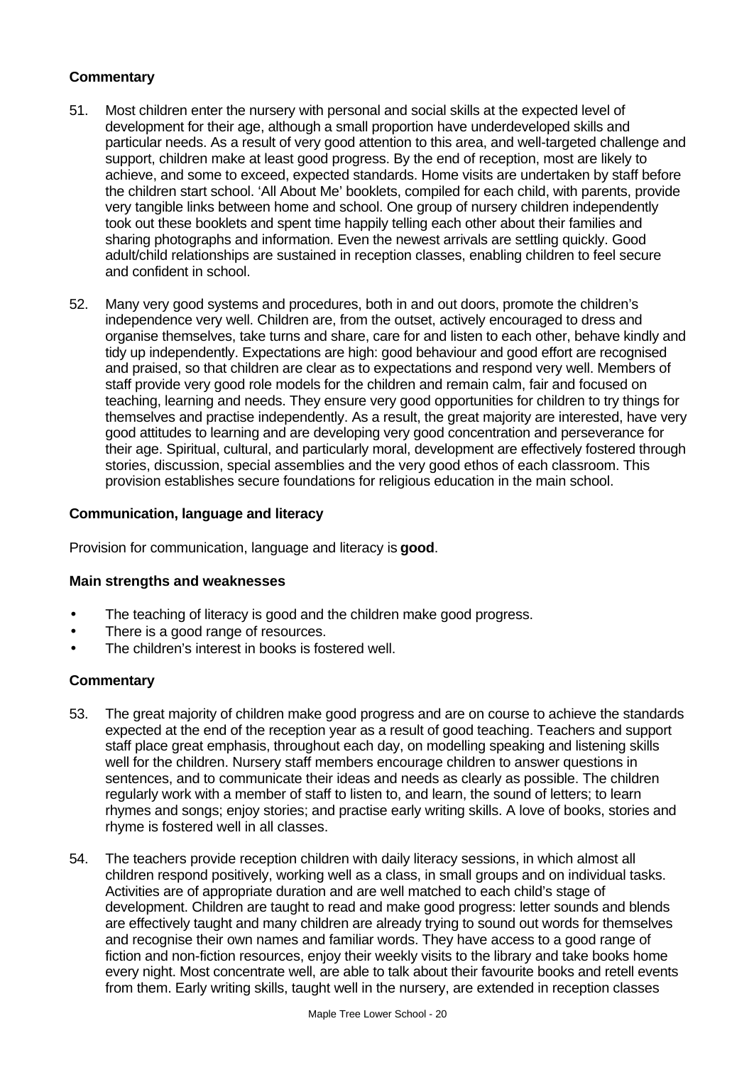**Commentary**

51. Most children enter the nursery with personal and social skills at the expected level of development for their age, although a small proportion have underdeveloped skills and particular needs. As a result of very good attention to this area, and well-targeted challenge and support, children make at least good progress. By the end of reception, most are likely to achieve, and some to exceed, expected standards. Home visits are undertaken by staff before the children start school. 'All About Me' booklets, compiled for each child, with parents, provide very tangible links between home and school. One group of nursery children independently took out these booklets and spent time happily telling each other about their families and sharing photographs and information. Even the newest arrivals are settling quickly. Good adult/child relationships are sustained in reception classes, enabling children to feel secure and confident in school.

52. Many very good systems and procedures, both in and out doors, promote the children's independence very well. Children are, from the outset, actively encouraged to dress and organise themselves, take turns and share, care for and listen to each other, behave kindly and tidy up independently. Expectations are high: good behaviour and good effort are recognised and praised, so that children are clear as to expectations and respond very well. Members of staff provide very good role models for the children and remain calm, fair and focused on teaching, learning and needs. They ensure very good opportunities for children to try things for themselves and practise independently. As a result, the great majority are interested, have very good attitudes to learning and are developing very good concentration and perseverance for their age. Spiritual, cultural, and particularly moral, development are effectively fostered through stories, discussion, special assemblies and the very good ethos of each classroom. This provision establishes secure foundations for religious education in the main school.

**Communication, language and literacy**

Provision for communication, language and literacy is **good**.

**Main strengths and weaknesses**

- The teaching of literacy is good and the children make good progress.
- There is a good range of resources.
- The children's interest in books is fostered well.

**Commentary**

53. The great majority of children make good progress and are on course to achieve the standards expected at the end of the reception year as a result of good teaching. Teachers and support staff place great emphasis, throughout each day, on modelling speaking and listening skills well for the children. Nursery staff members encourage children to answer questions in sentences, and to communicate their ideas and needs as clearly as possible. The children regularly work with a member of staff to listen to, and learn, the sound of letters; to learn rhymes and songs; enjoy stories; and practise early writing skills. A love of books, stories and rhyme is fostered well in all classes.

54. The teachers provide reception children with daily literacy sessions, in which almost all children respond positively, working well as a class, in small groups and on individual tasks. Activities are of appropriate duration and are well matched to each child's stage of development. Children are taught to read and make good progress: letter sounds and blends are effectively taught and many children are already trying to sound out words for themselves and recognise their own names and familiar words. They have access to a good range of fiction and non-fiction resources, enjoy their weekly visits to the library and take books home every night. Most concentrate well, are able to talk about their favourite books and retell events from them. Early writing skills, taught well in the nursery, are extended in reception classes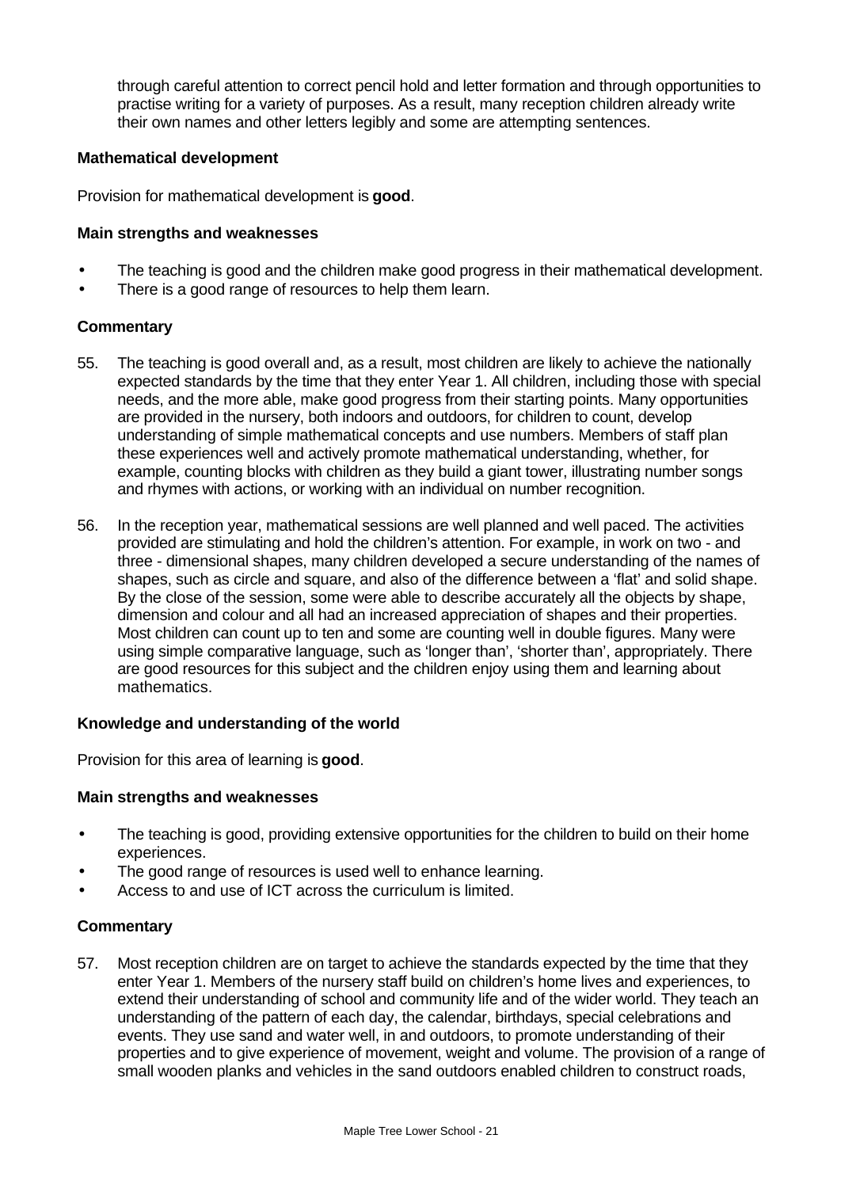through careful attention to correct pencil hold and letter formation and through opportunities to practise writing for a variety of purposes. As a result, many reception children already write their own names and other letters legibly and some are attempting sentences.

**Mathematical development**

Provision for mathematical development is **good**.

**Main strengths and weaknesses**

- The teaching is good and the children make good progress in their mathematical development.
- There is a good range of resources to help them learn.

**Commentary**

55. The teaching is good overall and, as a result, most children are likely to achieve the nationally expected standards by the time that they enter Year 1. All children, including those with special needs, and the more able, make good progress from their starting points. Many opportunities are provided in the nursery, both indoors and outdoors, for children to count, develop understanding of simple mathematical concepts and use numbers. Members of staff plan these experiences well and actively promote mathematical understanding, whether, for example, counting blocks with children as they build a giant tower, illustrating number songs and rhymes with actions, or working with an individual on number recognition.

56. In the reception year, mathematical sessions are well planned and well paced. The activities provided are stimulating and hold the children's attention. For example, in work on two - and three - dimensional shapes, many children developed a secure understanding of the names of shapes, such as circle and square, and also of the difference between a 'flat' and solid shape. By the close of the session, some were able to describe accurately all the objects by shape, dimension and colour and all had an increased appreciation of shapes and their properties. Most children can count up to ten and some are counting well in double figures. Many were using simple comparative language, such as 'longer than', 'shorter than', appropriately. There are good resources for this subject and the children enjoy using them and learning about mathematics.

**Knowledge and understanding of the world**

Provision for this area of learning is **good**.

**Main strengths and weaknesses**

- The teaching is good, providing extensive opportunities for the children to build on their home experiences.
- The good range of resources is used well to enhance learning.
- Access to and use of ICT across the curriculum is limited.

**Commentary**

57. Most reception children are on target to achieve the standards expected by the time that they enter Year 1. Members of the nursery staff build on children's home lives and experiences, to extend their understanding of school and community life and of the wider world. They teach an understanding of the pattern of each day, the calendar, birthdays, special celebrations and events. They use sand and water well, in and outdoors, to promote understanding of their properties and to give experience of movement, weight and volume. The provision of a range of small wooden planks and vehicles in the sand outdoors enabled children to construct roads,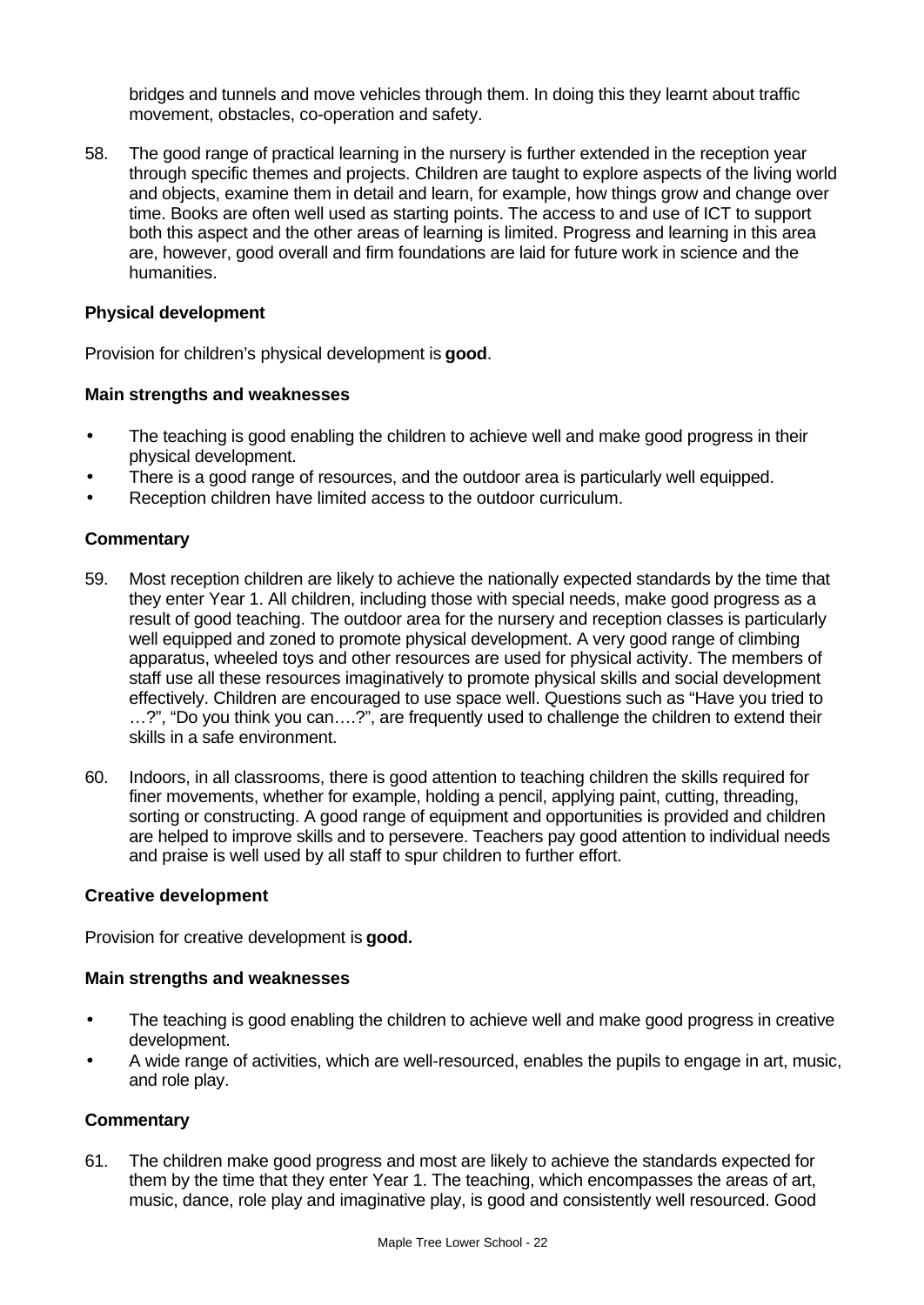bridges and tunnels and move vehicles through them. In doing this they learnt about traffic movement, obstacles, co-operation and safety.

58. The good range of practical learning in the nursery is further extended in the reception year through specific themes and projects. Children are taught to explore aspects of the living world and objects, examine them in detail and learn, for example, how things grow and change over time. Books are often well used as starting points. The access to and use of ICT to support both this aspect and the other areas of learning is limited. Progress and learning in this area are, however, good overall and firm foundations are laid for future work in science and the humanities.

### Physical development

Provision for children's physical development is **good**.

#### Main strengths and weaknesses

- The teaching is good enabling the children to achieve well and make good progress in their physical development.
- There is a good range of resources, and the outdoor area is particularly well equipped.
- Reception children have limited access to the outdoor curriculum.

#### Commentary

59. Most reception children are likely to achieve the nationally expected standards by the time that they enter Year 1. All children, including those with special needs, make good progress as a result of good teaching. The outdoor area for the nursery and reception classes is particularly well equipped and zoned to promote physical development. A very good range of climbing apparatus, wheeled toys and other resources are used for physical activity. The members of staff use all these resources imaginatively to promote physical skills and social development effectively. Children are encouraged to use space well. Questions such as "Have you tried to …?", "Do you think you can….?", are frequently used to challenge the children to extend their skills in a safe environment.

60. Indoors, in all classrooms, there is good attention to teaching children the skills required for finer movements, whether for example, holding a pencil, applying paint, cutting, threading, sorting or constructing. A good range of equipment and opportunities is provided and children are helped to improve skills and to persevere. Teachers pay good attention to individual needs and praise is well used by all staff to spur children to further effort.

### Creative development

Provision for creative development is **good.**

#### Main strengths and weaknesses

- The teaching is good enabling the children to achieve well and make good progress in creative development.
- A wide range of activities, which are well-resourced, enables the pupils to engage in art, music, and role play.

#### Commentary

61. The children make good progress and most are likely to achieve the standards expected for them by the time that they enter Year 1. The teaching, which encompasses the areas of art, music, dance, role play and imaginative play, is good and consistently well resourced. Good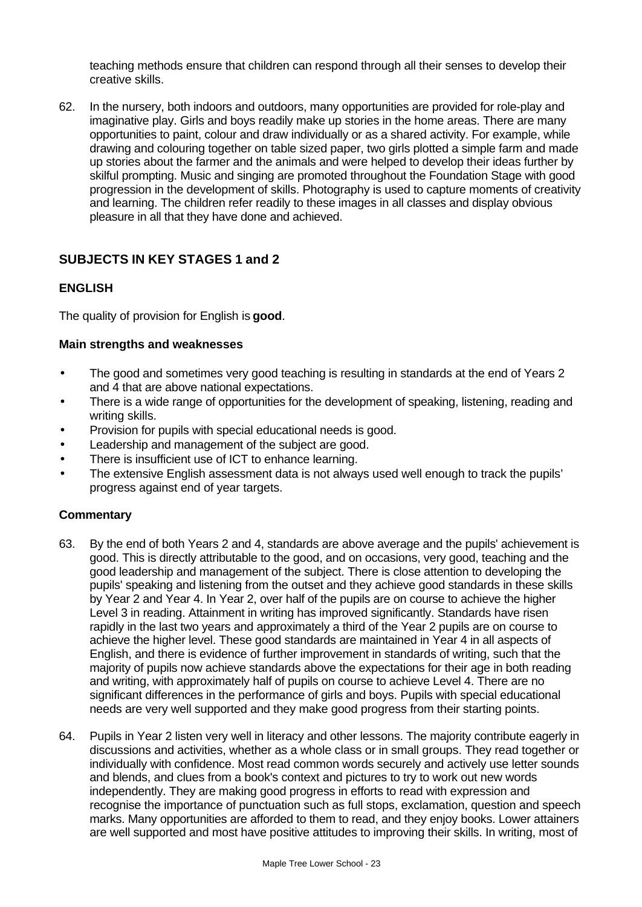teaching methods ensure that children can respond through all their senses to develop their creative skills.

62. In the nursery, both indoors and outdoors, many opportunities are provided for role-play and imaginative play. Girls and boys readily make up stories in the home areas. There are many opportunities to paint, colour and draw individually or as a shared activity. For example, while drawing and colouring together on table sized paper, two girls plotted a simple farm and made up stories about the farmer and the animals and were helped to develop their ideas further by skilful prompting. Music and singing are promoted throughout the Foundation Stage with good progression in the development of skills. Photography is used to capture moments of creativity and learning. The children refer readily to these images in all classes and display obvious pleasure in all that they have done and achieved.

## SUBJECTS IN KEY STAGES 1 and 2

### ENGLISH

The quality of provision for English is **good**.

#### Main strengths and weaknesses

- The good and sometimes very good teaching is resulting in standards at the end of Years 2 and 4 that are above national expectations.
- There is a wide range of opportunities for the development of speaking, listening, reading and writing skills.
- Provision for pupils with special educational needs is good.
- Leadership and management of the subject are good.
- There is insufficient use of ICT to enhance learning.
- The extensive English assessment data is not always used well enough to track the pupils' progress against end of year targets.

#### Commentary

63. By the end of both Years 2 and 4, standards are above average and the pupils' achievement is good. This is directly attributable to the good, and on occasions, very good, teaching and the good leadership and management of the subject. There is close attention to developing the pupils' speaking and listening from the outset and they achieve good standards in these skills by Year 2 and Year 4. In Year 2, over half of the pupils are on course to achieve the higher Level 3 in reading. Attainment in writing has improved significantly. Standards have risen rapidly in the last two years and approximately a third of the Year 2 pupils are on course to achieve the higher level. These good standards are maintained in Year 4 in all aspects of English, and there is evidence of further improvement in standards of writing, such that the majority of pupils now achieve standards above the expectations for their age in both reading and writing, with approximately half of pupils on course to achieve Level 4. There are no significant differences in the performance of girls and boys. Pupils with special educational needs are very well supported and they make good progress from their starting points.

64. Pupils in Year 2 listen very well in literacy and other lessons. The majority contribute eagerly in discussions and activities, whether as a whole class or in small groups. They read together or individually with confidence. Most read common words securely and actively use letter sounds and blends, and clues from a book's context and pictures to try to work out new words independently. They are making good progress in efforts to read with expression and recognise the importance of punctuation such as full stops, exclamation, question and speech marks. Many opportunities are afforded to them to read, and they enjoy books. Lower attainers are well supported and most have positive attitudes to improving their skills. In writing, most of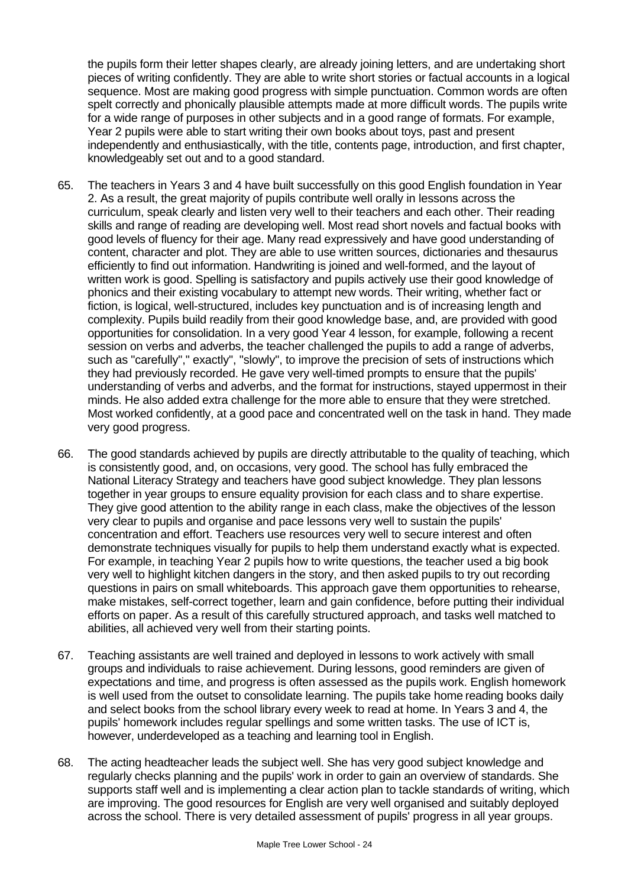the pupils form their letter shapes clearly, are already joining letters, and are undertaking short pieces of writing confidently. They are able to write short stories or factual accounts in a logical sequence. Most are making good progress with simple punctuation. Common words are often spelt correctly and phonically plausible attempts made at more difficult words. The pupils write for a wide range of purposes in other subjects and in a good range of formats. For example, Year 2 pupils were able to start writing their own books about toys, past and present independently and enthusiastically, with the title, contents page, introduction, and first chapter, knowledgeably set out and to a good standard.

65. The teachers in Years 3 and 4 have built successfully on this good English foundation in Year 2. As a result, the great majority of pupils contribute well orally in lessons across the curriculum, speak clearly and listen very well to their teachers and each other. Their reading skills and range of reading are developing well. Most read short novels and factual books with good levels of fluency for their age. Many read expressively and have good understanding of content, character and plot. They are able to use written sources, dictionaries and thesaurus efficiently to find out information. Handwriting is joined and well-formed, and the layout of written work is good. Spelling is satisfactory and pupils actively use their good knowledge of phonics and their existing vocabulary to attempt new words. Their writing, whether fact or fiction, is logical, well-structured, includes key punctuation and is of increasing length and complexity. Pupils build readily from their good knowledge base, and, are provided with good opportunities for consolidation. In a very good Year 4 lesson, for example, following a recent session on verbs and adverbs, the teacher challenged the pupils to add a range of adverbs, such as "carefully"," exactly", "slowly", to improve the precision of sets of instructions which they had previously recorded. He gave very well-timed prompts to ensure that the pupils' understanding of verbs and adverbs, and the format for instructions, stayed uppermost in their minds. He also added extra challenge for the more able to ensure that they were stretched. Most worked confidently, at a good pace and concentrated well on the task in hand. They made very good progress.

66. The good standards achieved by pupils are directly attributable to the quality of teaching, which is consistently good, and, on occasions, very good. The school has fully embraced the National Literacy Strategy and teachers have good subject knowledge. They plan lessons together in year groups to ensure equality provision for each class and to share expertise. They give good attention to the ability range in each class, make the objectives of the lesson very clear to pupils and organise and pace lessons very well to sustain the pupils' concentration and effort. Teachers use resources very well to secure interest and often demonstrate techniques visually for pupils to help them understand exactly what is expected. For example, in teaching Year 2 pupils how to write questions, the teacher used a big book very well to highlight kitchen dangers in the story, and then asked pupils to try out recording questions in pairs on small whiteboards. This approach gave them opportunities to rehearse, make mistakes, self-correct together, learn and gain confidence, before putting their individual efforts on paper. As a result of this carefully structured approach, and tasks well matched to abilities, all achieved very well from their starting points.

67. Teaching assistants are well trained and deployed in lessons to work actively with small groups and individuals to raise achievement. During lessons, good reminders are given of expectations and time, and progress is often assessed as the pupils work. English homework is well used from the outset to consolidate learning. The pupils take home reading books daily and select books from the school library every week to read at home. In Years 3 and 4, the pupils' homework includes regular spellings and some written tasks. The use of ICT is, however, underdeveloped as a teaching and learning tool in English.

68. The acting headteacher leads the subject well. She has very good subject knowledge and regularly checks planning and the pupils' work in order to gain an overview of standards. She supports staff well and is implementing a clear action plan to tackle standards of writing, which are improving. The good resources for English are very well organised and suitably deployed across the school. There is very detailed assessment of pupils' progress in all year groups.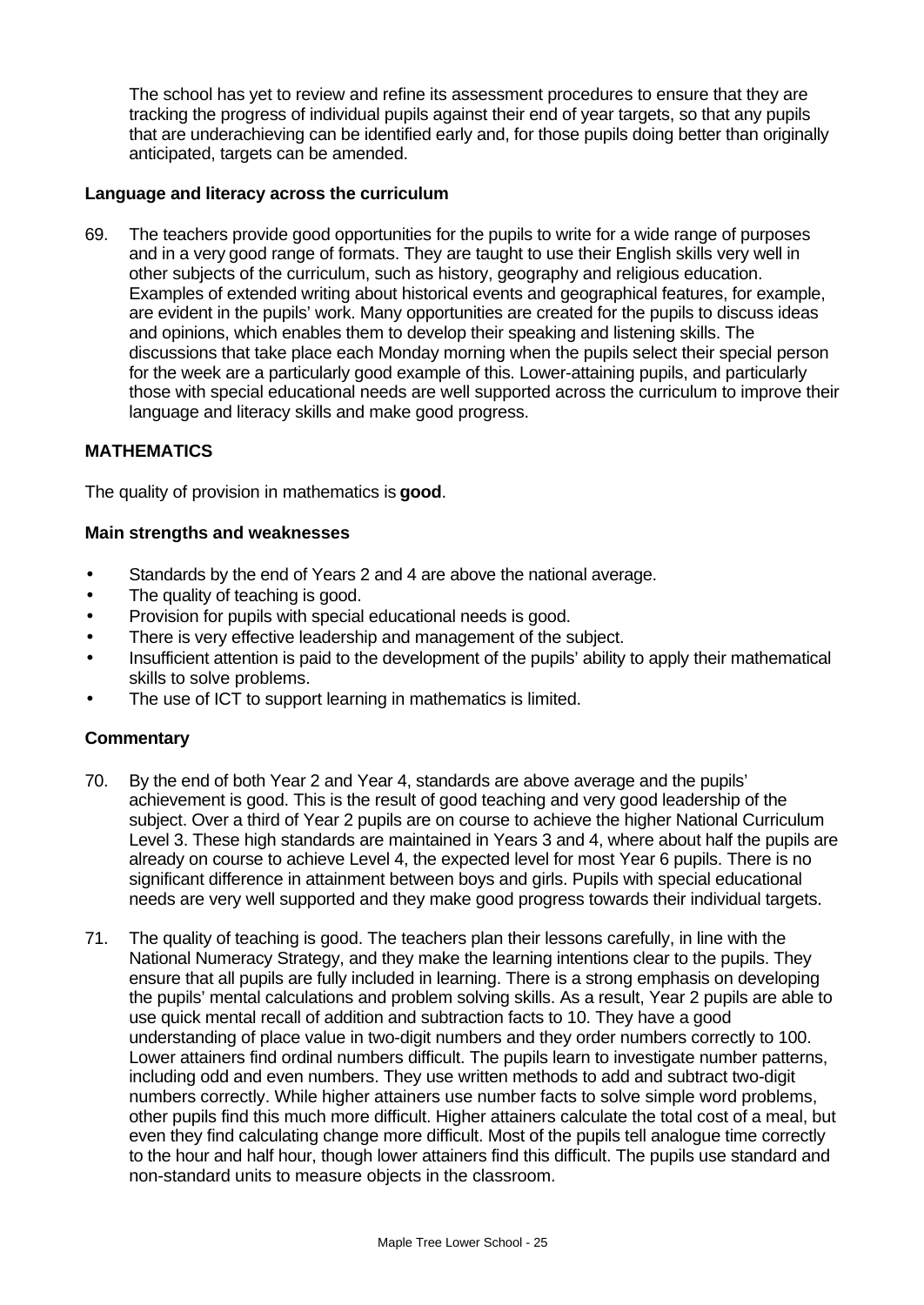The school has yet to review and refine its assessment procedures to ensure that they are tracking the progress of individual pupils against their end of year targets, so that any pupils that are underachieving can be identified early and, for those pupils doing better than originally anticipated, targets can be amended.

**Language and literacy across the curriculum**

69. The teachers provide good opportunities for the pupils to write for a wide range of purposes and in a very good range of formats. They are taught to use their English skills very well in other subjects of the curriculum, such as history, geography and religious education. Examples of extended writing about historical events and geographical features, for example, are evident in the pupils' work. Many opportunities are created for the pupils to discuss ideas and opinions, which enables them to develop their speaking and listening skills. The discussions that take place each Monday morning when the pupils select their special person for the week are a particularly good example of this. Lower-attaining pupils, and particularly those with special educational needs are well supported across the curriculum to improve their language and literacy skills and make good progress.

## MATHEMATICS

The quality of provision in mathematics is **good**.

**Main strengths and weaknesses**

- Standards by the end of Years 2 and 4 are above the national average.
- The quality of teaching is good.
- Provision for pupils with special educational needs is good.
- There is very effective leadership and management of the subject.
- Insufficient attention is paid to the development of the pupils' ability to apply their mathematical skills to solve problems.
- The use of ICT to support learning in mathematics is limited.

**Commentary**

70. By the end of both Year 2 and Year 4, standards are above average and the pupils' achievement is good. This is the result of good teaching and very good leadership of the subject. Over a third of Year 2 pupils are on course to achieve the higher National Curriculum Level 3. These high standards are maintained in Years 3 and 4, where about half the pupils are already on course to achieve Level 4, the expected level for most Year 6 pupils. There is no significant difference in attainment between boys and girls. Pupils with special educational needs are very well supported and they make good progress towards their individual targets.

71. The quality of teaching is good. The teachers plan their lessons carefully, in line with the National Numeracy Strategy, and they make the learning intentions clear to the pupils. They ensure that all pupils are fully included in learning. There is a strong emphasis on developing the pupils' mental calculations and problem solving skills. As a result, Year 2 pupils are able to use quick mental recall of addition and subtraction facts to 10. They have a good understanding of place value in two-digit numbers and they order numbers correctly to 100. Lower attainers find ordinal numbers difficult. The pupils learn to investigate number patterns, including odd and even numbers. They use written methods to add and subtract two-digit numbers correctly. While higher attainers use number facts to solve simple word problems, other pupils find this much more difficult. Higher attainers calculate the total cost of a meal, but even they find calculating change more difficult. Most of the pupils tell analogue time correctly to the hour and half hour, though lower attainers find this difficult. The pupils use standard and non-standard units to measure objects in the classroom.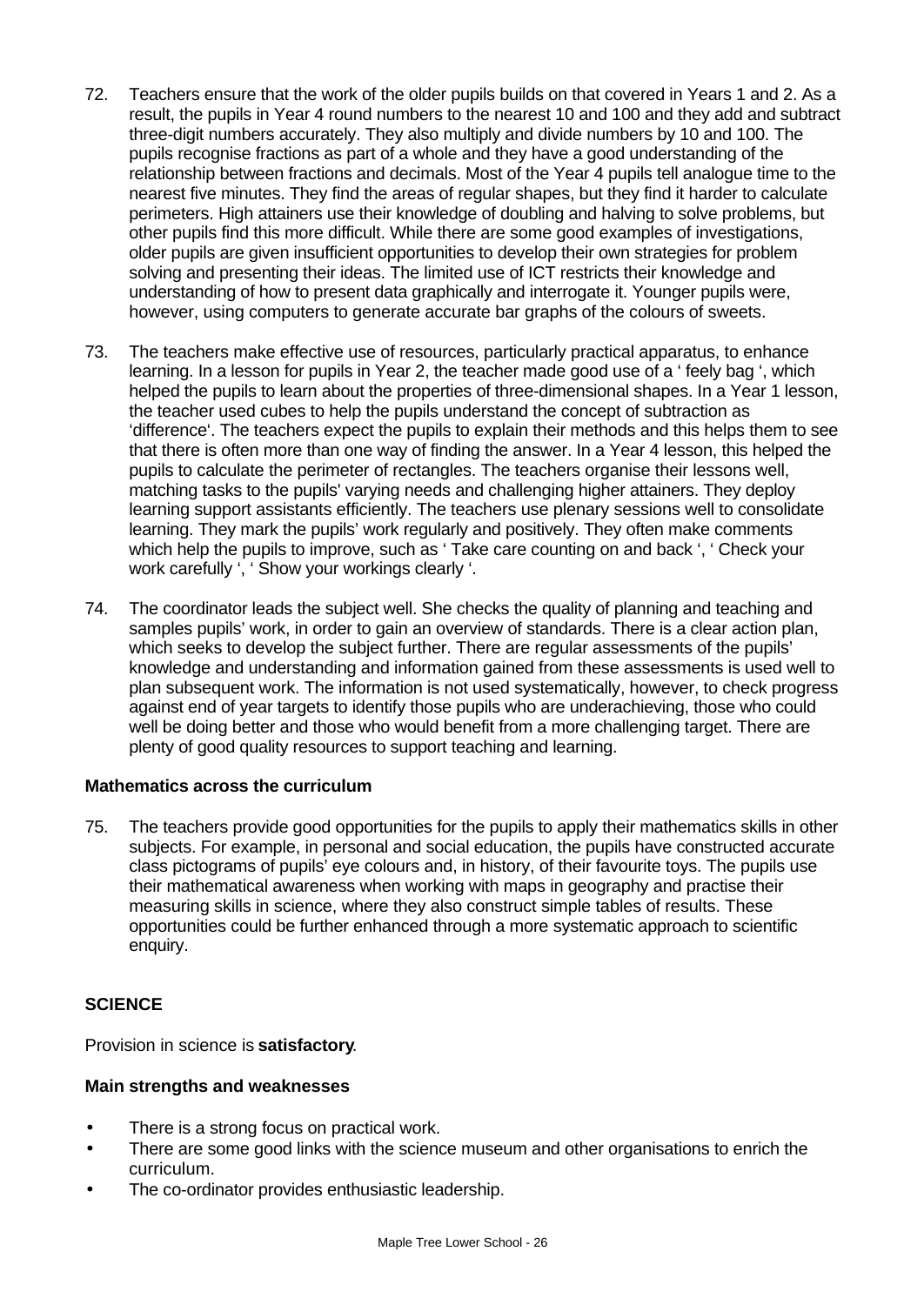72. Teachers ensure that the work of the older pupils builds on that covered in Years 1 and 2. As a result, the pupils in Year 4 round numbers to the nearest 10 and 100 and they add and subtract three-digit numbers accurately. They also multiply and divide numbers by 10 and 100. The pupils recognise fractions as part of a whole and they have a good understanding of the relationship between fractions and decimals. Most of the Year 4 pupils tell analogue time to the nearest five minutes. They find the areas of regular shapes, but they find it harder to calculate perimeters. High attainers use their knowledge of doubling and halving to solve problems, but other pupils find this more difficult. While there are some good examples of investigations, older pupils are given insufficient opportunities to develop their own strategies for problem solving and presenting their ideas. The limited use of ICT restricts their knowledge and understanding of how to present data graphically and interrogate it. Younger pupils were, however, using computers to generate accurate bar graphs of the colours of sweets.

73. The teachers make effective use of resources, particularly practical apparatus, to enhance learning. In a lesson for pupils in Year 2, the teacher made good use of a ' feely bag ', which helped the pupils to learn about the properties of three-dimensional shapes. In a Year 1 lesson, the teacher used cubes to help the pupils understand the concept of subtraction as 'difference'. The teachers expect the pupils to explain their methods and this helps them to see that there is often more than one way of finding the answer. In a Year 4 lesson, this helped the pupils to calculate the perimeter of rectangles. The teachers organise their lessons well, matching tasks to the pupils' varying needs and challenging higher attainers. They deploy learning support assistants efficiently. The teachers use plenary sessions well to consolidate learning. They mark the pupils' work regularly and positively. They often make comments which help the pupils to improve, such as ' Take care counting on and back ', ' Check your work carefully ', ' Show your workings clearly '.

74. The coordinator leads the subject well. She checks the quality of planning and teaching and samples pupils' work, in order to gain an overview of standards. There is a clear action plan, which seeks to develop the subject further. There are regular assessments of the pupils' knowledge and understanding and information gained from these assessments is used well to plan subsequent work. The information is not used systematically, however, to check progress against end of year targets to identify those pupils who are underachieving, those who could well be doing better and those who would benefit from a more challenging target. There are plenty of good quality resources to support teaching and learning.

**Mathematics across the curriculum**

75. The teachers provide good opportunities for the pupils to apply their mathematics skills in other subjects. For example, in personal and social education, the pupils have constructed accurate class pictograms of pupils' eye colours and, in history, of their favourite toys. The pupils use their mathematical awareness when working with maps in geography and practise their measuring skills in science, where they also construct simple tables of results. These opportunities could be further enhanced through a more systematic approach to scientific enquiry.

## SCIENCE

Provision in science is **satisfactory**.

**Main strengths and weaknesses**

- There is a strong focus on practical work.
- There are some good links with the science museum and other organisations to enrich the curriculum.
- The co-ordinator provides enthusiastic leadership.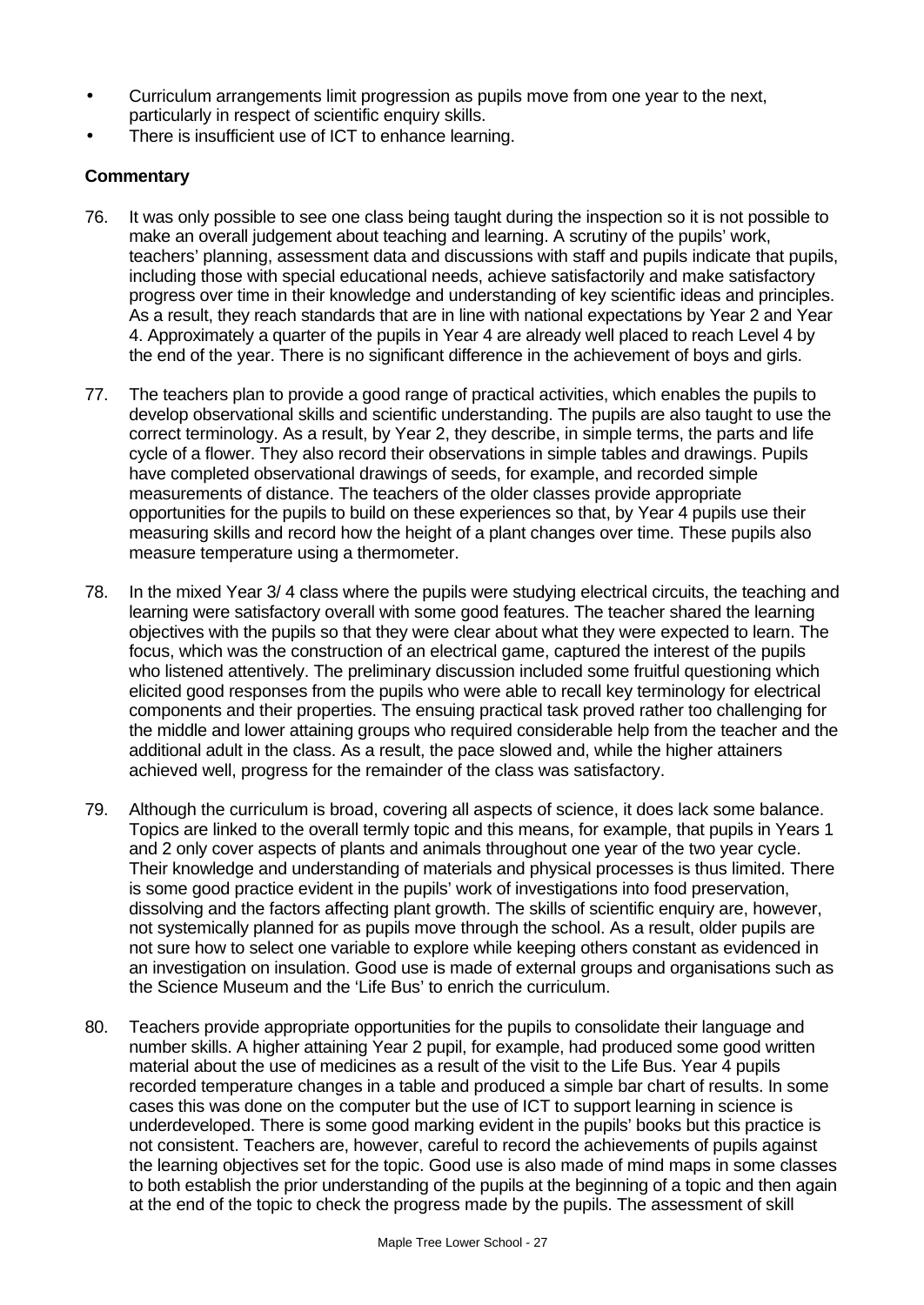- Curriculum arrangements limit progression as pupils move from one year to the next, particularly in respect of scientific enquiry skills.
- There is insufficient use of ICT to enhance learning.

**Commentary**

76. It was only possible to see one class being taught during the inspection so it is not possible to make an overall judgement about teaching and learning. A scrutiny of the pupils' work, teachers' planning, assessment data and discussions with staff and pupils indicate that pupils, including those with special educational needs, achieve satisfactorily and make satisfactory progress over time in their knowledge and understanding of key scientific ideas and principles. As a result, they reach standards that are in line with national expectations by Year 2 and Year 4. Approximately a quarter of the pupils in Year 4 are already well placed to reach Level 4 by the end of the year. There is no significant difference in the achievement of boys and girls.

77. The teachers plan to provide a good range of practical activities, which enables the pupils to develop observational skills and scientific understanding. The pupils are also taught to use the correct terminology. As a result, by Year 2, they describe, in simple terms, the parts and life cycle of a flower. They also record their observations in simple tables and drawings. Pupils have completed observational drawings of seeds, for example, and recorded simple measurements of distance. The teachers of the older classes provide appropriate opportunities for the pupils to build on these experiences so that, by Year 4 pupils use their measuring skills and record how the height of a plant changes over time. These pupils also measure temperature using a thermometer.

78. In the mixed Year 3/ 4 class where the pupils were studying electrical circuits, the teaching and learning were satisfactory overall with some good features. The teacher shared the learning objectives with the pupils so that they were clear about what they were expected to learn. The focus, which was the construction of an electrical game, captured the interest of the pupils who listened attentively. The preliminary discussion included some fruitful questioning which elicited good responses from the pupils who were able to recall key terminology for electrical components and their properties. The ensuing practical task proved rather too challenging for the middle and lower attaining groups who required considerable help from the teacher and the additional adult in the class. As a result, the pace slowed and, while the higher attainers achieved well, progress for the remainder of the class was satisfactory.

79. Although the curriculum is broad, covering all aspects of science, it does lack some balance. Topics are linked to the overall termly topic and this means, for example, that pupils in Years 1 and 2 only cover aspects of plants and animals throughout one year of the two year cycle. Their knowledge and understanding of materials and physical processes is thus limited. There is some good practice evident in the pupils' work of investigations into food preservation, dissolving and the factors affecting plant growth. The skills of scientific enquiry are, however, not systemically planned for as pupils move through the school. As a result, older pupils are not sure how to select one variable to explore while keeping others constant as evidenced in an investigation on insulation. Good use is made of external groups and organisations such as the Science Museum and the 'Life Bus' to enrich the curriculum.

80. Teachers provide appropriate opportunities for the pupils to consolidate their language and number skills. A higher attaining Year 2 pupil, for example, had produced some good written material about the use of medicines as a result of the visit to the Life Bus. Year 4 pupils recorded temperature changes in a table and produced a simple bar chart of results. In some cases this was done on the computer but the use of ICT to support learning in science is underdeveloped. There is some good marking evident in the pupils' books but this practice is not consistent. Teachers are, however, careful to record the achievements of pupils against the learning objectives set for the topic. Good use is also made of mind maps in some classes to both establish the prior understanding of the pupils at the beginning of a topic and then again at the end of the topic to check the progress made by the pupils. The assessment of skill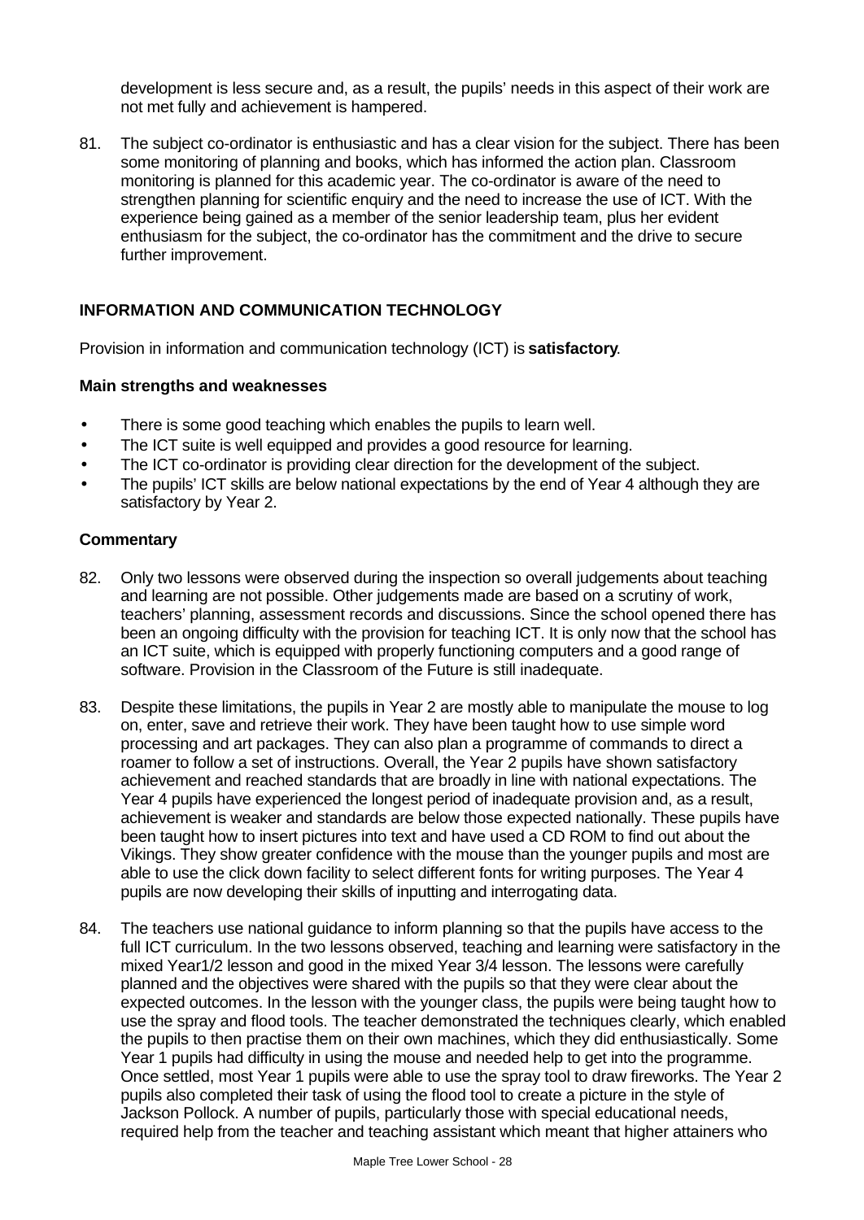development is less secure and, as a result, the pupils' needs in this aspect of their work are not met fully and achievement is hampered.

81. The subject co-ordinator is enthusiastic and has a clear vision for the subject. There has been some monitoring of planning and books, which has informed the action plan. Classroom monitoring is planned for this academic year. The co-ordinator is aware of the need to strengthen planning for scientific enquiry and the need to increase the use of ICT. With the experience being gained as a member of the senior leadership team, plus her evident enthusiasm for the subject, the co-ordinator has the commitment and the drive to secure further improvement.

## INFORMATION AND COMMUNICATION TECHNOLOGY

Provision in information and communication technology (ICT) is **satisfactory**.

### Main strengths and weaknesses

- There is some good teaching which enables the pupils to learn well.
- The ICT suite is well equipped and provides a good resource for learning.
- The ICT co-ordinator is providing clear direction for the development of the subject.
- The pupils' ICT skills are below national expectations by the end of Year 4 although they are satisfactory by Year 2.

### Commentary

82. Only two lessons were observed during the inspection so overall judgements about teaching and learning are not possible. Other judgements made are based on a scrutiny of work, teachers' planning, assessment records and discussions. Since the school opened there has been an ongoing difficulty with the provision for teaching ICT. It is only now that the school has an ICT suite, which is equipped with properly functioning computers and a good range of software. Provision in the Classroom of the Future is still inadequate.

83. Despite these limitations, the pupils in Year 2 are mostly able to manipulate the mouse to log on, enter, save and retrieve their work. They have been taught how to use simple word processing and art packages. They can also plan a programme of commands to direct a roamer to follow a set of instructions. Overall, the Year 2 pupils have shown satisfactory achievement and reached standards that are broadly in line with national expectations. The Year 4 pupils have experienced the longest period of inadequate provision and, as a result, achievement is weaker and standards are below those expected nationally. These pupils have been taught how to insert pictures into text and have used a CD ROM to find out about the Vikings. They show greater confidence with the mouse than the younger pupils and most are able to use the click down facility to select different fonts for writing purposes. The Year 4 pupils are now developing their skills of inputting and interrogating data.

84. The teachers use national guidance to inform planning so that the pupils have access to the full ICT curriculum. In the two lessons observed, teaching and learning were satisfactory in the mixed Year1/2 lesson and good in the mixed Year 3/4 lesson. The lessons were carefully planned and the objectives were shared with the pupils so that they were clear about the expected outcomes. In the lesson with the younger class, the pupils were being taught how to use the spray and flood tools. The teacher demonstrated the techniques clearly, which enabled the pupils to then practise them on their own machines, which they did enthusiastically. Some Year 1 pupils had difficulty in using the mouse and needed help to get into the programme. Once settled, most Year 1 pupils were able to use the spray tool to draw fireworks. The Year 2 pupils also completed their task of using the flood tool to create a picture in the style of Jackson Pollock. A number of pupils, particularly those with special educational needs, required help from the teacher and teaching assistant which meant that higher attainers who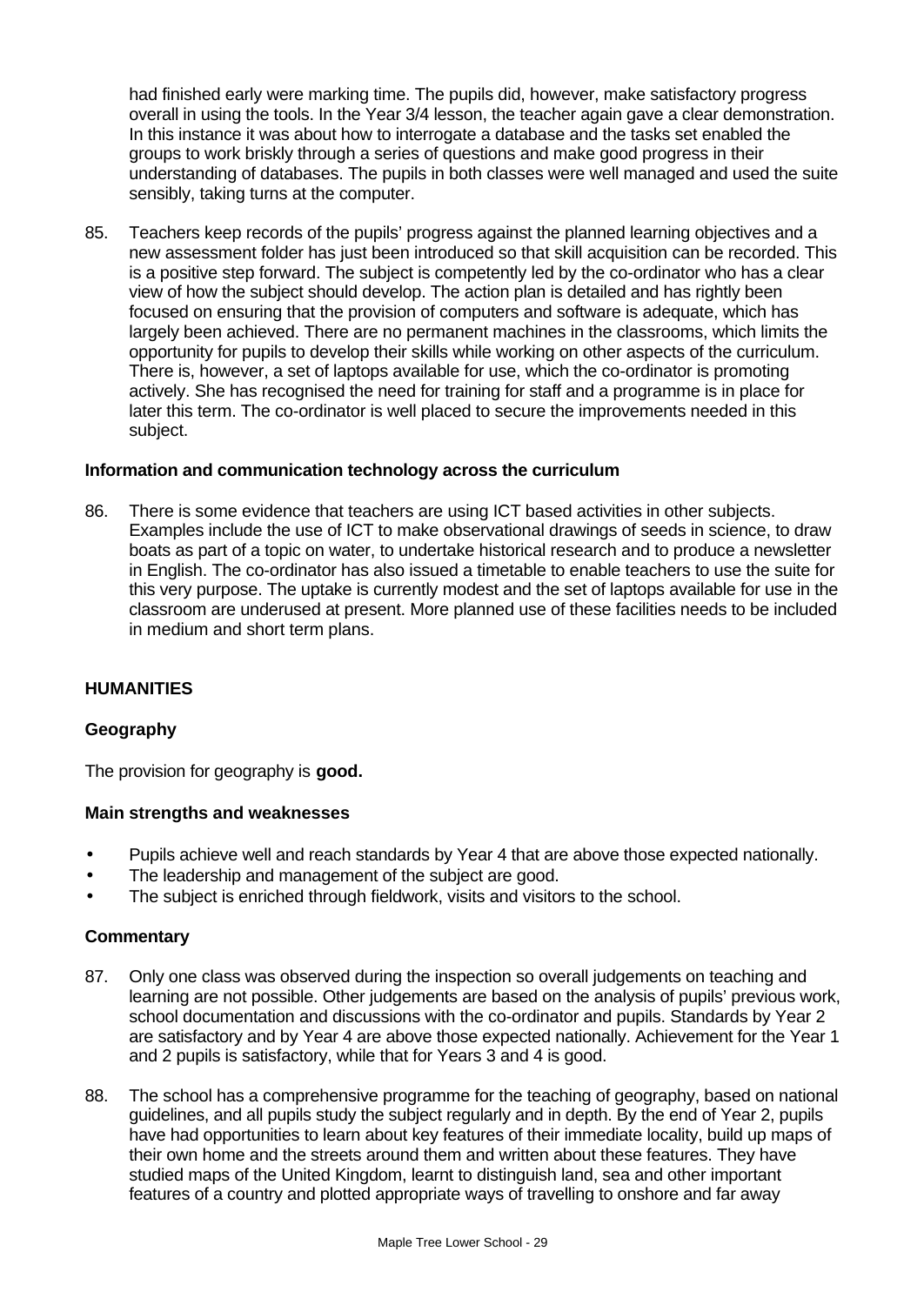had finished early were marking time. The pupils did, however, make satisfactory progress overall in using the tools. In the Year 3/4 lesson, the teacher again gave a clear demonstration. In this instance it was about how to interrogate a database and the tasks set enabled the groups to work briskly through a series of questions and make good progress in their understanding of databases. The pupils in both classes were well managed and used the suite sensibly, taking turns at the computer.

85. Teachers keep records of the pupils' progress against the planned learning objectives and a new assessment folder has just been introduced so that skill acquisition can be recorded. This is a positive step forward. The subject is competently led by the co-ordinator who has a clear view of how the subject should develop. The action plan is detailed and has rightly been focused on ensuring that the provision of computers and software is adequate, which has largely been achieved. There are no permanent machines in the classrooms, which limits the opportunity for pupils to develop their skills while working on other aspects of the curriculum. There is, however, a set of laptops available for use, which the co-ordinator is promoting actively. She has recognised the need for training for staff and a programme is in place for later this term. The co-ordinator is well placed to secure the improvements needed in this subject.

### Information and communication technology across the curriculum

86. There is some evidence that teachers are using ICT based activities in other subjects. Examples include the use of ICT to make observational drawings of seeds in science, to draw boats as part of a topic on water, to undertake historical research and to produce a newsletter in English. The co-ordinator has also issued a timetable to enable teachers to use the suite for this very purpose. The uptake is currently modest and the set of laptops available for use in the classroom are underused at present. More planned use of these facilities needs to be included in medium and short term plans.

## HUMANITIES

### Geography

The provision for geography is **good.**

### Main strengths and weaknesses

- Pupils achieve well and reach standards by Year 4 that are above those expected nationally.
- The leadership and management of the subject are good.
- The subject is enriched through fieldwork, visits and visitors to the school.

### Commentary

87. Only one class was observed during the inspection so overall judgements on teaching and learning are not possible. Other judgements are based on the analysis of pupils' previous work, school documentation and discussions with the co-ordinator and pupils. Standards by Year 2 are satisfactory and by Year 4 are above those expected nationally. Achievement for the Year 1 and 2 pupils is satisfactory, while that for Years 3 and 4 is good.

88. The school has a comprehensive programme for the teaching of geography, based on national guidelines, and all pupils study the subject regularly and in depth. By the end of Year 2, pupils have had opportunities to learn about key features of their immediate locality, build up maps of their own home and the streets around them and written about these features. They have studied maps of the United Kingdom, learnt to distinguish land, sea and other important features of a country and plotted appropriate ways of travelling to onshore and far away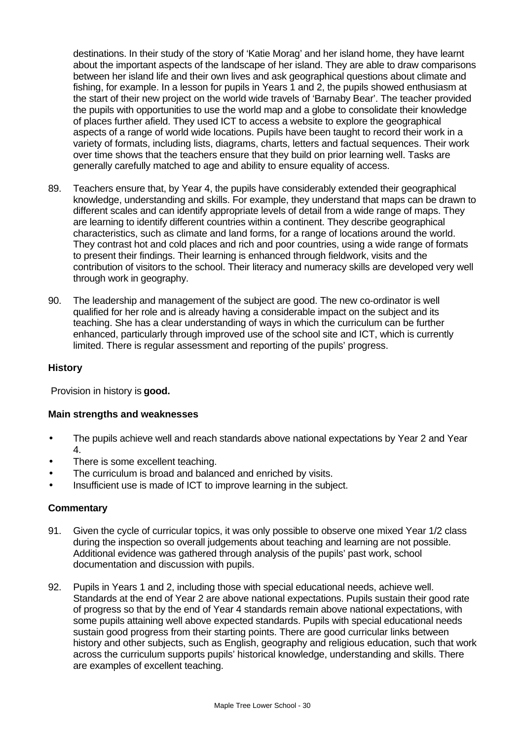destinations. In their study of the story of 'Katie Morag' and her island home, they have learnt about the important aspects of the landscape of her island. They are able to draw comparisons between her island life and their own lives and ask geographical questions about climate and fishing, for example. In a lesson for pupils in Years 1 and 2, the pupils showed enthusiasm at the start of their new project on the world wide travels of 'Barnaby Bear'. The teacher provided the pupils with opportunities to use the world map and a globe to consolidate their knowledge of places further afield. They used ICT to access a website to explore the geographical aspects of a range of world wide locations. Pupils have been taught to record their work in a variety of formats, including lists, diagrams, charts, letters and factual sequences. Their work over time shows that the teachers ensure that they build on prior learning well. Tasks are generally carefully matched to age and ability to ensure equality of access.

89. Teachers ensure that, by Year 4, the pupils have considerably extended their geographical knowledge, understanding and skills. For example, they understand that maps can be drawn to different scales and can identify appropriate levels of detail from a wide range of maps. They are learning to identify different countries within a continent. They describe geographical characteristics, such as climate and land forms, for a range of locations around the world. They contrast hot and cold places and rich and poor countries, using a wide range of formats to present their findings. Their learning is enhanced through fieldwork, visits and the contribution of visitors to the school. Their literacy and numeracy skills are developed very well through work in geography.

90. The leadership and management of the subject are good. The new co-ordinator is well qualified for her role and is already having a considerable impact on the subject and its teaching. She has a clear understanding of ways in which the curriculum can be further enhanced, particularly through improved use of the school site and ICT, which is currently limited. There is regular assessment and reporting of the pupils' progress.

### History

Provision in history is **good.**

#### Main strengths and weaknesses

- The pupils achieve well and reach standards above national expectations by Year 2 and Year 4.
- There is some excellent teaching.
- The curriculum is broad and balanced and enriched by visits.
- Insufficient use is made of ICT to improve learning in the subject.

#### Commentary

91. Given the cycle of curricular topics, it was only possible to observe one mixed Year 1/2 class during the inspection so overall judgements about teaching and learning are not possible. Additional evidence was gathered through analysis of the pupils' past work, school documentation and discussion with pupils.

92. Pupils in Years 1 and 2, including those with special educational needs, achieve well. Standards at the end of Year 2 are above national expectations. Pupils sustain their good rate of progress so that by the end of Year 4 standards remain above national expectations, with some pupils attaining well above expected standards. Pupils with special educational needs sustain good progress from their starting points. There are good curricular links between history and other subjects, such as English, geography and religious education, such that work across the curriculum supports pupils' historical knowledge, understanding and skills. There are examples of excellent teaching.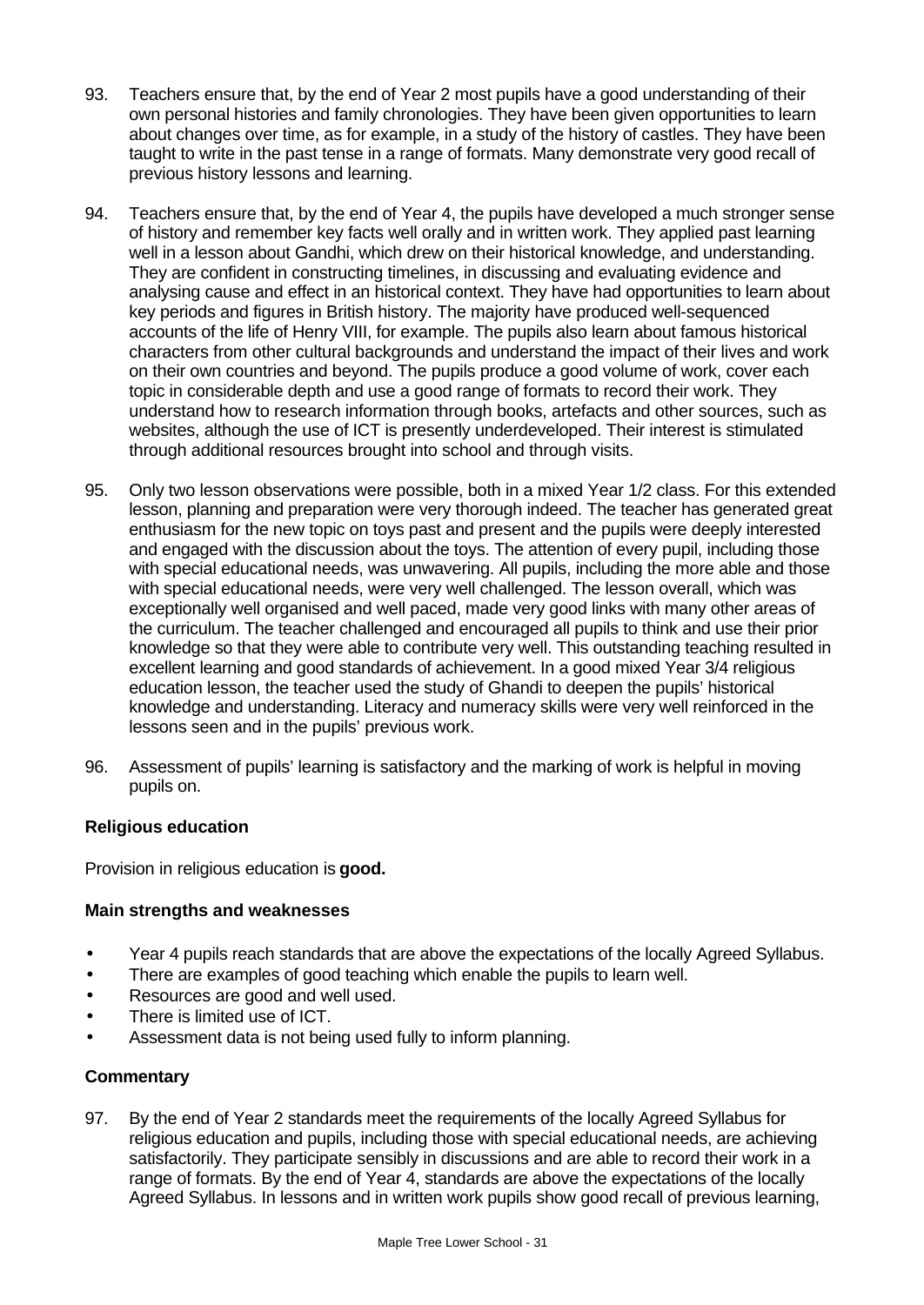93. Teachers ensure that, by the end of Year 2 most pupils have a good understanding of their own personal histories and family chronologies. They have been given opportunities to learn about changes over time, as for example, in a study of the history of castles. They have been taught to write in the past tense in a range of formats. Many demonstrate very good recall of previous history lessons and learning.

94. Teachers ensure that, by the end of Year 4, the pupils have developed a much stronger sense of history and remember key facts well orally and in written work. They applied past learning well in a lesson about Gandhi, which drew on their historical knowledge, and understanding. They are confident in constructing timelines, in discussing and evaluating evidence and analysing cause and effect in an historical context. They have had opportunities to learn about key periods and figures in British history. The majority have produced well-sequenced accounts of the life of Henry VIII, for example. The pupils also learn about famous historical characters from other cultural backgrounds and understand the impact of their lives and work on their own countries and beyond. The pupils produce a good volume of work, cover each topic in considerable depth and use a good range of formats to record their work. They understand how to research information through books, artefacts and other sources, such as websites, although the use of ICT is presently underdeveloped. Their interest is stimulated through additional resources brought into school and through visits.

95. Only two lesson observations were possible, both in a mixed Year 1/2 class. For this extended lesson, planning and preparation were very thorough indeed. The teacher has generated great enthusiasm for the new topic on toys past and present and the pupils were deeply interested and engaged with the discussion about the toys. The attention of every pupil, including those with special educational needs, was unwavering. All pupils, including the more able and those with special educational needs, were very well challenged. The lesson overall, which was exceptionally well organised and well paced, made very good links with many other areas of the curriculum. The teacher challenged and encouraged all pupils to think and use their prior knowledge so that they were able to contribute very well. This outstanding teaching resulted in excellent learning and good standards of achievement. In a good mixed Year 3/4 religious education lesson, the teacher used the study of Ghandi to deepen the pupils' historical knowledge and understanding. Literacy and numeracy skills were very well reinforced in the lessons seen and in the pupils' previous work.

96. Assessment of pupils' learning is satisfactory and the marking of work is helpful in moving pupils on.

### Religious education

Provision in religious education is **good.**

#### Main strengths and weaknesses

- Year 4 pupils reach standards that are above the expectations of the locally Agreed Syllabus.
- There are examples of good teaching which enable the pupils to learn well.
- Resources are good and well used.
- There is limited use of ICT.
- Assessment data is not being used fully to inform planning.

#### Commentary

97. By the end of Year 2 standards meet the requirements of the locally Agreed Syllabus for religious education and pupils, including those with special educational needs, are achieving satisfactorily. They participate sensibly in discussions and are able to record their work in a range of formats. By the end of Year 4, standards are above the expectations of the locally Agreed Syllabus. In lessons and in written work pupils show good recall of previous learning,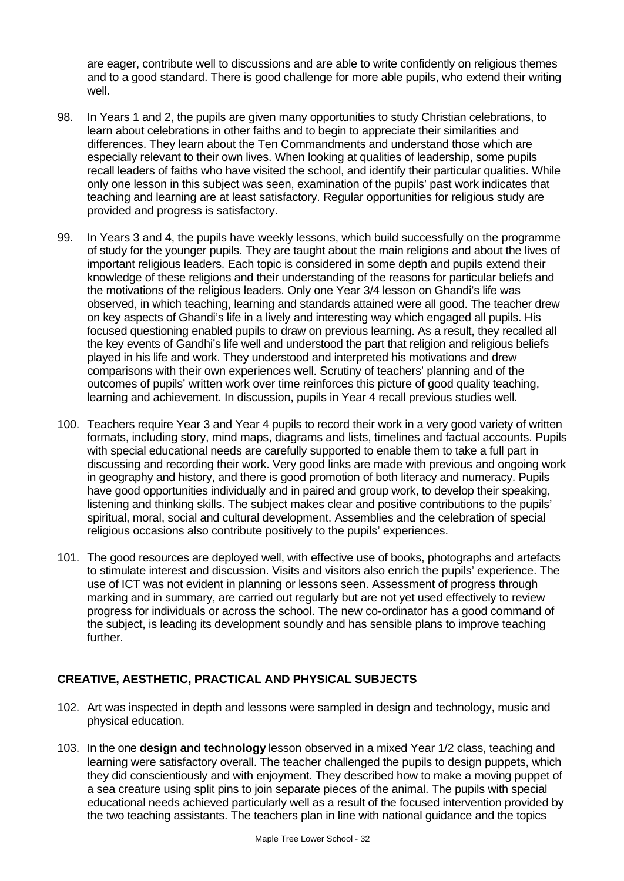are eager, contribute well to discussions and are able to write confidently on religious themes and to a good standard. There is good challenge for more able pupils, who extend their writing well.

98. In Years 1 and 2, the pupils are given many opportunities to study Christian celebrations, to learn about celebrations in other faiths and to begin to appreciate their similarities and differences. They learn about the Ten Commandments and understand those which are especially relevant to their own lives. When looking at qualities of leadership, some pupils recall leaders of faiths who have visited the school, and identify their particular qualities. While only one lesson in this subject was seen, examination of the pupils' past work indicates that teaching and learning are at least satisfactory. Regular opportunities for religious study are provided and progress is satisfactory.

99. In Years 3 and 4, the pupils have weekly lessons, which build successfully on the programme of study for the younger pupils. They are taught about the main religions and about the lives of important religious leaders. Each topic is considered in some depth and pupils extend their knowledge of these religions and their understanding of the reasons for particular beliefs and the motivations of the religious leaders. Only one Year 3/4 lesson on Ghandi's life was observed, in which teaching, learning and standards attained were all good. The teacher drew on key aspects of Ghandi's life in a lively and interesting way which engaged all pupils. His focused questioning enabled pupils to draw on previous learning. As a result, they recalled all the key events of Gandhi's life well and understood the part that religion and religious beliefs played in his life and work. They understood and interpreted his motivations and drew comparisons with their own experiences well. Scrutiny of teachers' planning and of the outcomes of pupils' written work over time reinforces this picture of good quality teaching, learning and achievement. In discussion, pupils in Year 4 recall previous studies well.

100. Teachers require Year 3 and Year 4 pupils to record their work in a very good variety of written formats, including story, mind maps, diagrams and lists, timelines and factual accounts. Pupils with special educational needs are carefully supported to enable them to take a full part in discussing and recording their work. Very good links are made with previous and ongoing work in geography and history, and there is good promotion of both literacy and numeracy. Pupils have good opportunities individually and in paired and group work, to develop their speaking, listening and thinking skills. The subject makes clear and positive contributions to the pupils' spiritual, moral, social and cultural development. Assemblies and the celebration of special religious occasions also contribute positively to the pupils' experiences.

101. The good resources are deployed well, with effective use of books, photographs and artefacts to stimulate interest and discussion. Visits and visitors also enrich the pupils' experience. The use of ICT was not evident in planning or lessons seen. Assessment of progress through marking and in summary, are carried out regularly but are not yet used effectively to review progress for individuals or across the school. The new co-ordinator has a good command of the subject, is leading its development soundly and has sensible plans to improve teaching further.

## CREATIVE, AESTHETIC, PRACTICAL AND PHYSICAL SUBJECTS

102. Art was inspected in depth and lessons were sampled in design and technology, music and physical education.

103. In the one **design and technology** lesson observed in a mixed Year 1/2 class, teaching and learning were satisfactory overall. The teacher challenged the pupils to design puppets, which they did conscientiously and with enjoyment. They described how to make a moving puppet of a sea creature using split pins to join separate pieces of the animal. The pupils with special educational needs achieved particularly well as a result of the focused intervention provided by the two teaching assistants. The teachers plan in line with national guidance and the topics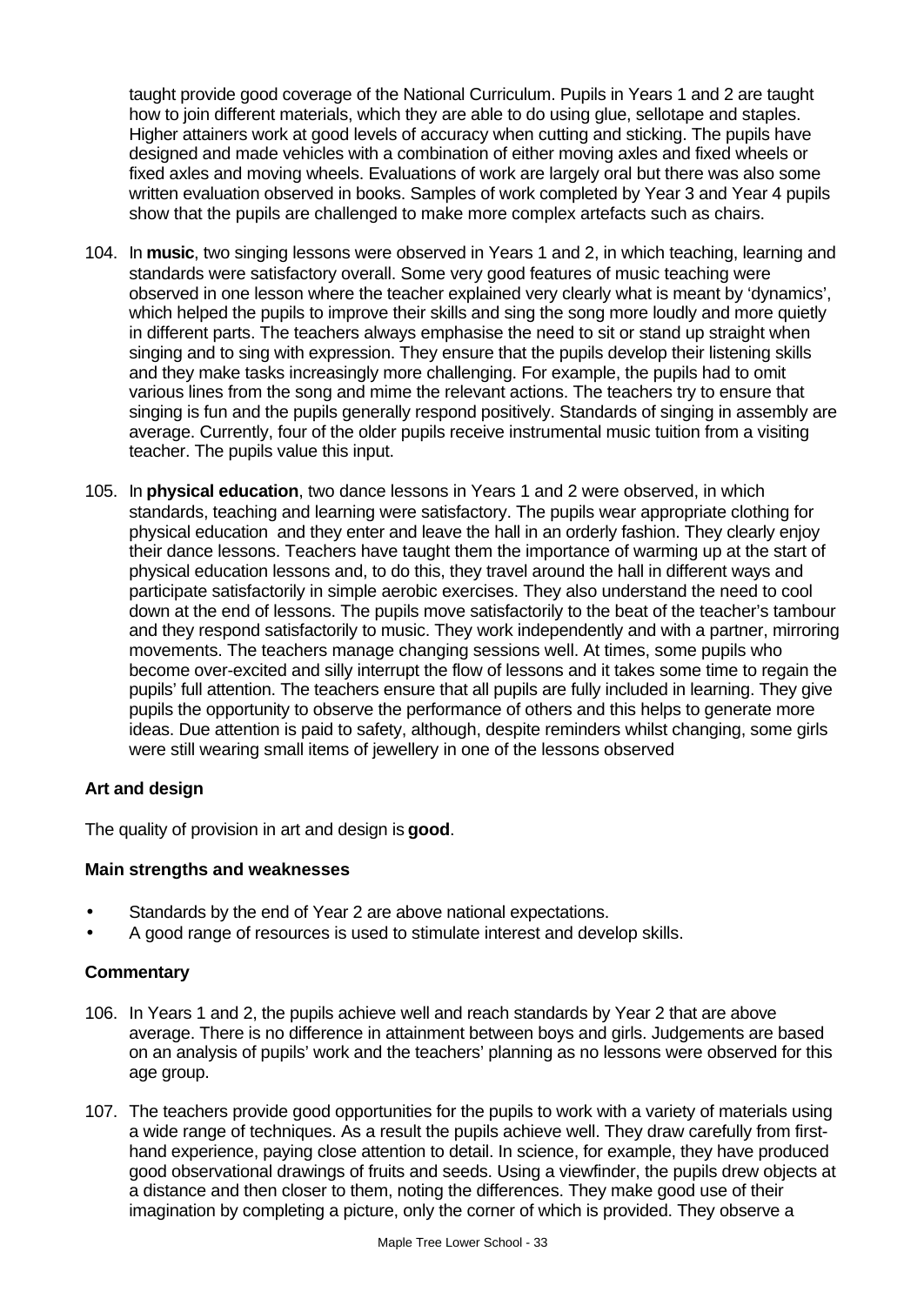taught provide good coverage of the National Curriculum. Pupils in Years 1 and 2 are taught how to join different materials, which they are able to do using glue, sellotape and staples. Higher attainers work at good levels of accuracy when cutting and sticking. The pupils have designed and made vehicles with a combination of either moving axles and fixed wheels or fixed axles and moving wheels. Evaluations of work are largely oral but there was also some written evaluation observed in books. Samples of work completed by Year 3 and Year 4 pupils show that the pupils are challenged to make more complex artefacts such as chairs.

104. In **music**, two singing lessons were observed in Years 1 and 2, in which teaching, learning and standards were satisfactory overall. Some very good features of music teaching were observed in one lesson where the teacher explained very clearly what is meant by 'dynamics', which helped the pupils to improve their skills and sing the song more loudly and more quietly in different parts. The teachers always emphasise the need to sit or stand up straight when singing and to sing with expression. They ensure that the pupils develop their listening skills and they make tasks increasingly more challenging. For example, the pupils had to omit various lines from the song and mime the relevant actions. The teachers try to ensure that singing is fun and the pupils generally respond positively. Standards of singing in assembly are average. Currently, four of the older pupils receive instrumental music tuition from a visiting teacher. The pupils value this input.

105. In **physical education**, two dance lessons in Years 1 and 2 were observed, in which standards, teaching and learning were satisfactory. The pupils wear appropriate clothing for physical education and they enter and leave the hall in an orderly fashion. They clearly enjoy their dance lessons. Teachers have taught them the importance of warming up at the start of physical education lessons and, to do this, they travel around the hall in different ways and participate satisfactorily in simple aerobic exercises. They also understand the need to cool down at the end of lessons. The pupils move satisfactorily to the beat of the teacher's tambour and they respond satisfactorily to music. They work independently and with a partner, mirroring movements. The teachers manage changing sessions well. At times, some pupils who become over-excited and silly interrupt the flow of lessons and it takes some time to regain the pupils' full attention. The teachers ensure that all pupils are fully included in learning. They give pupils the opportunity to observe the performance of others and this helps to generate more ideas. Due attention is paid to safety, although, despite reminders whilst changing, some girls were still wearing small items of jewellery in one of the lessons observed

### Art and design

The quality of provision in art and design is **good**.

#### Main strengths and weaknesses

- Standards by the end of Year 2 are above national expectations.
- A good range of resources is used to stimulate interest and develop skills.

#### Commentary

106. In Years 1 and 2, the pupils achieve well and reach standards by Year 2 that are above average. There is no difference in attainment between boys and girls. Judgements are based on an analysis of pupils' work and the teachers' planning as no lessons were observed for this age group.

107. The teachers provide good opportunities for the pupils to work with a variety of materials using a wide range of techniques. As a result the pupils achieve well. They draw carefully from first-hand experience, paying close attention to detail. In science, for example, they have produced good observational drawings of fruits and seeds. Using a viewfinder, the pupils drew objects at a distance and then closer to them, noting the differences. They make good use of their imagination by completing a picture, only the corner of which is provided. They observe a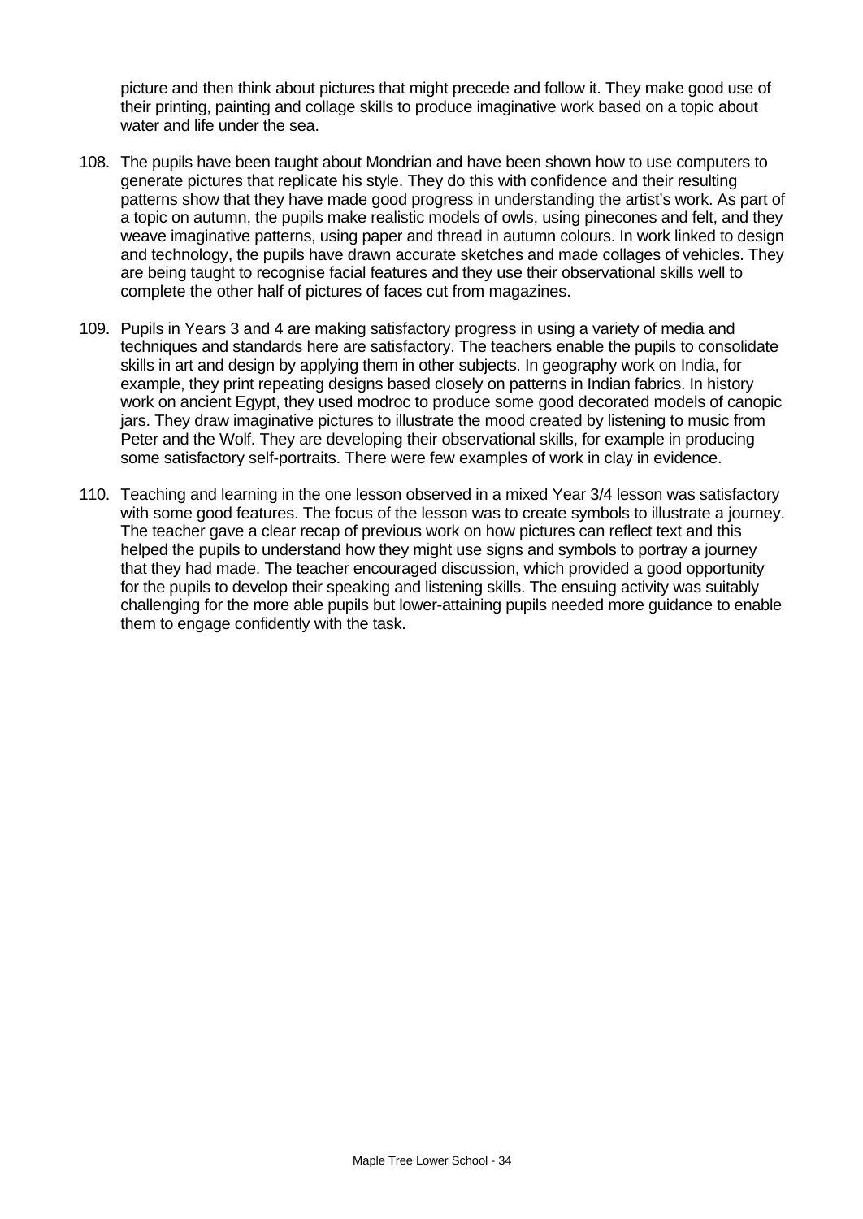picture and then think about pictures that might precede and follow it. They make good use of their printing, painting and collage skills to produce imaginative work based on a topic about water and life under the sea.

108. The pupils have been taught about Mondrian and have been shown how to use computers to generate pictures that replicate his style. They do this with confidence and their resulting patterns show that they have made good progress in understanding the artist's work. As part of a topic on autumn, the pupils make realistic models of owls, using pinecones and felt, and they weave imaginative patterns, using paper and thread in autumn colours. In work linked to design and technology, the pupils have drawn accurate sketches and made collages of vehicles. They are being taught to recognise facial features and they use their observational skills well to complete the other half of pictures of faces cut from magazines.

109. Pupils in Years 3 and 4 are making satisfactory progress in using a variety of media and techniques and standards here are satisfactory. The teachers enable the pupils to consolidate skills in art and design by applying them in other subjects. In geography work on India, for example, they print repeating designs based closely on patterns in Indian fabrics. In history work on ancient Egypt, they used modroc to produce some good decorated models of canopic jars. They draw imaginative pictures to illustrate the mood created by listening to music from Peter and the Wolf. They are developing their observational skills, for example in producing some satisfactory self-portraits. There were few examples of work in clay in evidence.

110. Teaching and learning in the one lesson observed in a mixed Year 3/4 lesson was satisfactory with some good features. The focus of the lesson was to create symbols to illustrate a journey. The teacher gave a clear recap of previous work on how pictures can reflect text and this helped the pupils to understand how they might use signs and symbols to portray a journey that they had made. The teacher encouraged discussion, which provided a good opportunity for the pupils to develop their speaking and listening skills. The ensuing activity was suitably challenging for the more able pupils but lower-attaining pupils needed more guidance to enable them to engage confidently with the task.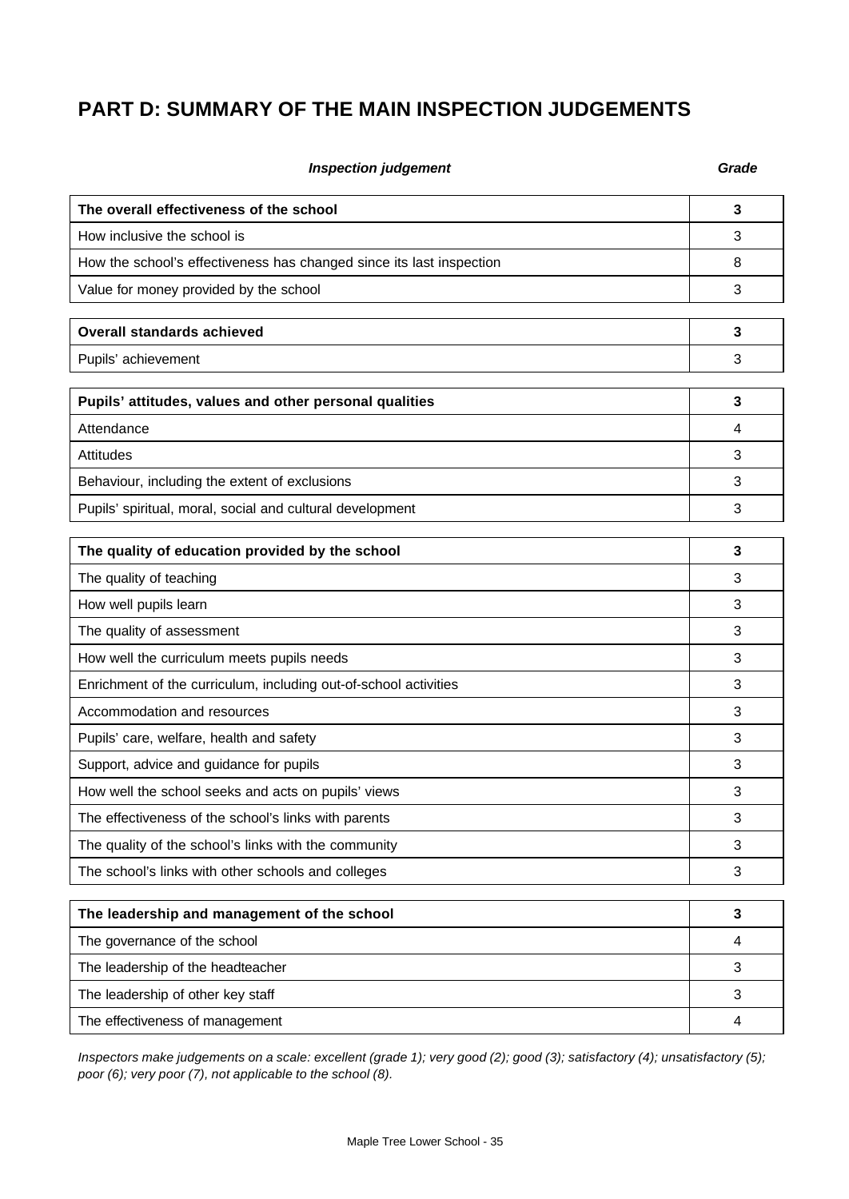# PART D: SUMMARY OF THE MAIN INSPECTION JUDGEMENTS

| *Inspection judgement* | *Grade* |
| --- | --- |
| **The overall effectiveness of the school** | **3** |
| How inclusive the school is | 3 |
| How the school's effectiveness has changed since its last inspection | 8 |
| Value for money provided by the school | 3 |
| | |
| **Overall standards achieved** | **3** |
| Pupils' achievement | 3 |
| | |
| **Pupils' attitudes, values and other personal qualities** | **3** |
| Attendance | 4 |
| Attitudes | 3 |
| Behaviour, including the extent of exclusions | 3 |
| Pupils' spiritual, moral, social and cultural development | 3 |
| | |
| **The quality of education provided by the school** | **3** |
| The quality of teaching | 3 |
| How well pupils learn | 3 |
| The quality of assessment | 3 |
| How well the curriculum meets pupils needs | 3 |
| Enrichment of the curriculum, including out-of-school activities | 3 |
| Accommodation and resources | 3 |
| Pupils' care, welfare, health and safety | 3 |
| Support, advice and guidance for pupils | 3 |
| How well the school seeks and acts on pupils' views | 3 |
| The effectiveness of the school's links with parents | 3 |
| The quality of the school's links with the community | 3 |
| The school's links with other schools and colleges | 3 |
| | |
| **The leadership and management of the school** | **3** |
| The governance of the school | 4 |
| The leadership of the headteacher | 3 |
| The leadership of other key staff | 3 |
| The effectiveness of management | 4 |

*Inspectors make judgements on a scale: excellent (grade 1); very good (2); good (3); satisfactory (4); unsatisfactory (5); poor (6); very poor (7), not applicable to the school (8).*